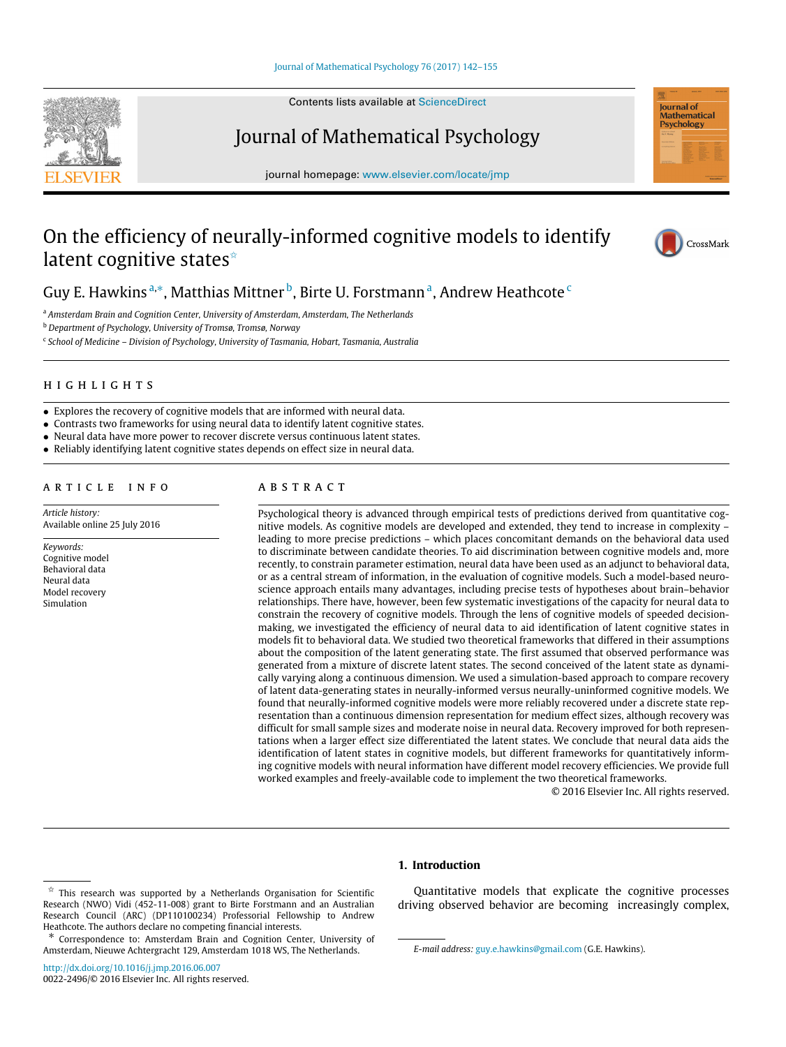Contents lists available at ScienceDirect

# Journal of Mathematical Psychology

journal homepage: www.elsevier.com/locate/jmp

# On the efficiency of neurally-informed cognitive models to identify latent cognitive states[☆]

Guy E. Hawkins[a,*], Matthias Mittner[b], Birte U. Forstmann[a], Andrew Heathcote[c]

[a] *Amsterdam Brain and Cognition Center, University of Amsterdam, Amsterdam, The Netherlands*
[b] *Department of Psychology, University of Tromsø, Tromsø, Norway*
[c] *School of Medicine – Division of Psychology, University of Tasmania, Hobart, Tasmania, Australia*

## HIGHLIGHTS

- Explores the recovery of cognitive models that are informed with neural data.
- Contrasts two frameworks for using neural data to identify latent cognitive states.
- Neural data have more power to recover discrete versus continuous latent states.
- Reliably identifying latent cognitive states depends on effect size in neural data.

## ARTICLE INFO

*Article history:*
Available online 25 July 2016

*Keywords:*
Cognitive model
Behavioral data
Neural data
Model recovery
Simulation

## ABSTRACT

Psychological theory is advanced through empirical tests of predictions derived from quantitative cognitive models. As cognitive models are developed and extended, they tend to increase in complexity – leading to more precise predictions – which places concomitant demands on the behavioral data used to discriminate between candidate theories. To aid discrimination between cognitive models and, more recently, to constrain parameter estimation, neural data have been used as an adjunct to behavioral data, or as a central stream of information, in the evaluation of cognitive models. Such a model-based neuroscience approach entails many advantages, including precise tests of hypotheses about brain–behavior relationships. There have, however, been few systematic investigations of the capacity for neural data to constrain the recovery of cognitive models. Through the lens of cognitive models of speeded decision-making, we investigated the efficiency of neural data to aid identification of latent cognitive states in models fit to behavioral data. We studied two theoretical frameworks that differed in their assumptions about the composition of the latent generating state. The first assumed that observed performance was generated from a mixture of discrete latent states. The second conceived of the latent state as dynamically varying along a continuous dimension. We used a simulation-based approach to compare recovery of latent data-generating states in neurally-informed versus neurally-uninformed cognitive models. We found that neurally-informed cognitive models were more reliably recovered under a discrete state representation than a continuous dimension representation for medium effect sizes, although recovery was difficult for small sample sizes and moderate noise in neural data. Recovery improved for both representations when a larger effect size differentiated the latent states. We conclude that neural data aids the identification of latent states in cognitive models, but different frameworks for quantitatively informing cognitive models with neural information have different model recovery efficiencies. We provide full worked examples and freely-available code to implement the two theoretical frameworks.

© 2016 Elsevier Inc. All rights reserved.

## 1. Introduction

Quantitative models that explicate the cognitive processes driving observed behavior are becoming increasingly complex,

[☆] This research was supported by a Netherlands Organisation for Scientific Research (NWO) Vidi (452-11-008) grant to Birte Forstmann and an Australian Research Council (ARC) (DP110100234) Professorial Fellowship to Andrew Heathcote. The authors declare no competing financial interests.

[*] Correspondence to: Amsterdam Brain and Cognition Center, University of Amsterdam, Nieuwe Achtergracht 129, Amsterdam 1018 WS, The Netherlands.

*E-mail address:* guy.e.hawkins@gmail.com (G.E. Hawkins).

http://dx.doi.org/10.1016/j.jmp.2016.06.007
0022-2496/© 2016 Elsevier Inc. All rights reserved.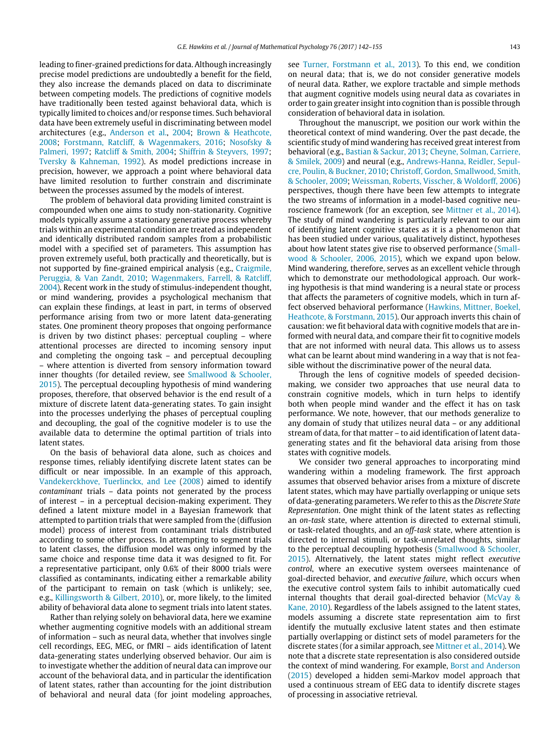leading to finer-grained predictions for data. Although increasingly precise model predictions are undoubtedly a benefit for the field, they also increase the demands placed on data to discriminate between competing models. The predictions of cognitive models have traditionally been tested against behavioral data, which is typically limited to choices and/or response times. Such behavioral data have been extremely useful in discriminating between model architectures (e.g., Anderson et al., 2004; Brown & Heathcote, 2008; Forstmann, Ratcliff, & Wagenmakers, 2016; Nosofsky & Palmeri, 1997; Ratcliff & Smith, 2004; Shiffrin & Steyvers, 1997; Tversky & Kahneman, 1992). As model predictions increase in precision, however, we approach a point where behavioral data have limited resolution to further constrain and discriminate between the processes assumed by the models of interest.

The problem of behavioral data providing limited constraint is compounded when one aims to study non-stationarity. Cognitive models typically assume a stationary generative process whereby trials within an experimental condition are treated as independent and identically distributed random samples from a probabilistic model with a specified set of parameters. This assumption has proven extremely useful, both practically and theoretically, but is not supported by fine-grained empirical analysis (e.g., Craigmile, Peruggia, & Van Zandt, 2010; Wagenmakers, Farrell, & Ratcliff, 2004). Recent work in the study of stimulus-independent thought, or mind wandering, provides a psychological mechanism that can explain these findings, at least in part, in terms of observed performance arising from two or more latent data-generating states. One prominent theory proposes that ongoing performance is driven by two distinct phases: perceptual coupling – where attentional processes are directed to incoming sensory input and completing the ongoing task – and perceptual decoupling – where attention is diverted from sensory information toward inner thoughts (for detailed review, see Smallwood & Schooler, 2015). The perceptual decoupling hypothesis of mind wandering proposes, therefore, that observed behavior is the end result of a mixture of discrete latent data-generating states. To gain insight into the processes underlying the phases of perceptual coupling and decoupling, the goal of the cognitive modeler is to use the available data to determine the optimal partition of trials into latent states.

On the basis of behavioral data alone, such as choices and response times, reliably identifying discrete latent states can be difficult or near impossible. In an example of this approach, Vandekerckhove, Tuerlinckx, and Lee (2008) aimed to identify *contaminant* trials – data points not generated by the process of interest – in a perceptual decision-making experiment. They defined a latent mixture model in a Bayesian framework that attempted to partition trials that were sampled from the (diffusion model) process of interest from contaminant trials distributed according to some other process. In attempting to segment trials to latent classes, the diffusion model was only informed by the same choice and response time data it was designed to fit. For a representative participant, only 0.6% of their 8000 trials were classified as contaminants, indicating either a remarkable ability of the participant to remain on task (which is unlikely; see, e.g., Killingsworth & Gilbert, 2010), or, more likely, to the limited ability of behavioral data alone to segment trials into latent states.

Rather than relying solely on behavioral data, here we examine whether augmenting cognitive models with an additional stream of information – such as neural data, whether that involves single cell recordings, EEG, MEG, or fMRI – aids identification of latent data-generating states underlying observed behavior. Our aim is to investigate whether the addition of neural data can improve our account of the behavioral data, and in particular the identification of latent states, rather than accounting for the joint distribution of behavioral and neural data (for joint modeling approaches, see Turner, Forstmann et al., 2013). To this end, we condition on neural data; that is, we do not consider generative models of neural data. Rather, we explore tractable and simple methods that augment cognitive models using neural data as covariates in order to gain greater insight into cognition than is possible through consideration of behavioral data in isolation.

Throughout the manuscript, we position our work within the theoretical context of mind wandering. Over the past decade, the scientific study of mind wandering has received great interest from behavioral (e.g., Bastian & Sackur, 2013; Cheyne, Solman, Carriere, & Smilek, 2009) and neural (e.g., Andrews-Hanna, Reidler, Sepulcre, Poulin, & Buckner, 2010; Christoff, Gordon, Smallwood, Smith, & Schooler, 2009; Weissman, Roberts, Visscher, & Woldorff, 2006) perspectives, though there have been few attempts to integrate the two streams of information in a model-based cognitive neuroscience framework (for an exception, see Mittner et al., 2014). The study of mind wandering is particularly relevant to our aim of identifying latent cognitive states as it is a phenomenon that has been studied under various, qualitatively distinct, hypotheses about how latent states give rise to observed performance (Smallwood & Schooler, 2006, 2015), which we expand upon below. Mind wandering, therefore, serves as an excellent vehicle through which to demonstrate our methodological approach. Our working hypothesis is that mind wandering is a neural state or process that affects the parameters of cognitive models, which in turn affect observed behavioral performance (Hawkins, Mittner, Boekel, Heathcote, & Forstmann, 2015). Our approach inverts this chain of causation: we fit behavioral data with cognitive models that are informed with neural data, and compare their fit to cognitive models that are not informed with neural data. This allows us to assess what can be learnt about mind wandering in a way that is not feasible without the discriminative power of the neural data.

Through the lens of cognitive models of speeded decision-making, we consider two approaches that use neural data to constrain cognitive models, which in turn helps to identify both when people mind wander and the effect it has on task performance. We note, however, that our methods generalize to any domain of study that utilizes neural data – or any additional stream of data, for that matter – to aid identification of latent data-generating states and fit the behavioral data arising from those states with cognitive models.

We consider two general approaches to incorporating mind wandering within a modeling framework. The first approach assumes that observed behavior arises from a mixture of discrete latent states, which may have partially overlapping or unique sets of data-generating parameters. We refer to this as the *Discrete State Representation*. One might think of the latent states as reflecting an *on-task* state, where attention is directed to external stimuli, or task-related thoughts, and an *off-task* state, where attention is directed to internal stimuli, or task-unrelated thoughts, similar to the perceptual decoupling hypothesis (Smallwood & Schooler, 2015). Alternatively, the latent states might reflect *executive control*, where an executive system oversees maintenance of goal-directed behavior, and *executive failure*, which occurs when the executive control system fails to inhibit automatically cued internal thoughts that derail goal-directed behavior (McVay & Kane, 2010). Regardless of the labels assigned to the latent states, models assuming a discrete state representation aim to first identify the mutually exclusive latent states and then estimate partially overlapping or distinct sets of model parameters for the discrete states (for a similar approach, see Mittner et al., 2014). We note that a discrete state representation is also considered outside the context of mind wandering. For example, Borst and Anderson (2015) developed a hidden semi-Markov model approach that used a continuous stream of EEG data to identify discrete stages of processing in associative retrieval.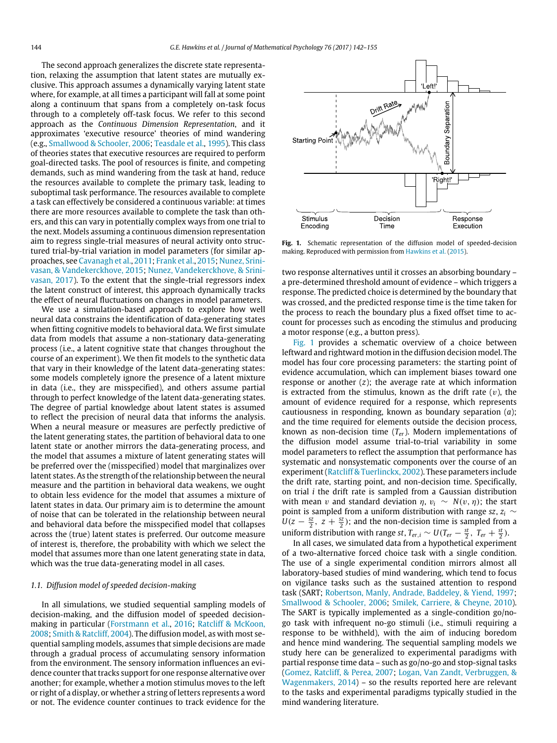The second approach generalizes the discrete state representation, relaxing the assumption that latent states are mutually exclusive. This approach assumes a dynamically varying latent state where, for example, at all times a participant will fall at some point along a continuum that spans from a completely on-task focus through to a completely off-task focus. We refer to this second approach as the *Continuous Dimension Representation*, and it approximates 'executive resource' theories of mind wandering (e.g., Smallwood & Schooler, 2006; Teasdale et al., 1995). This class of theories states that executive resources are required to perform goal-directed tasks. The pool of resources is finite, and competing demands, such as mind wandering from the task at hand, reduce the resources available to complete the primary task, leading to suboptimal task performance. The resources available to complete a task can effectively be considered a continuous variable: at times there are more resources available to complete the task than others, and this can vary in potentially complex ways from one trial to the next. Models assuming a continuous dimension representation aim to regress single-trial measures of neural activity onto structured trial-by-trial variation in model parameters (for similar approaches, see Cavanagh et al., 2011; Frank et al., 2015; Nunez, Srinivasan, & Vandekerckhove, 2015; Nunez, Vandekerckhove, & Srinivasan, 2017). To the extent that the single-trial regressors index the latent construct of interest, this approach dynamically tracks the effect of neural fluctuations on changes in model parameters.

We use a simulation-based approach to explore how well neural data constrains the identification of data-generating states when fitting cognitive models to behavioral data. We first simulate data from models that assume a non-stationary data-generating process (i.e., a latent cognitive state that changes throughout the course of an experiment). We then fit models to the synthetic data that vary in their knowledge of the latent data-generating states: some models completely ignore the presence of a latent mixture in data (i.e., they are misspecified), and others assume partial through to perfect knowledge of the latent data-generating states. The degree of partial knowledge about latent states is assumed to reflect the precision of neural data that informs the analysis. When a neural measure or measures are perfectly predictive of the latent generating states, the partition of behavioral data to one latent state or another mirrors the data-generating process, and the model that assumes a mixture of latent generating states will be preferred over the (misspecified) model that marginalizes over latent states. As the strength of the relationship between the neural measure and the partition in behavioral data weakens, we ought to obtain less evidence for the model that assumes a mixture of latent states in data. Our primary aim is to determine the amount of noise that can be tolerated in the relationship between neural and behavioral data before the misspecified model that collapses across the (true) latent states is preferred. Our outcome measure of interest is, therefore, the probability with which we select the model that assumes more than one latent generating state in data, which was the true data-generating model in all cases.

### 1.1. Diffusion model of speeded decision-making

In all simulations, we studied sequential sampling models of decision-making, and the diffusion model of speeded decision-making in particular (Forstmann et al., 2016; Ratcliff & McKoon, 2008; Smith & Ratcliff, 2004). The diffusion model, as with most sequential sampling models, assumes that simple decisions are made through a gradual process of accumulating sensory information from the environment. The sensory information influences an evidence counter that tracks support for one response alternative over another; for example, whether a motion stimulus moves to the left or right of a display, or whether a string of letters represents a word or not. The evidence counter continues to track evidence for the two response alternatives until it crosses an absorbing boundary – a pre-determined threshold amount of evidence – which triggers a response. The predicted choice is determined by the boundary that was crossed, and the predicted response time is the time taken for the process to reach the boundary plus a fixed offset time to account for processes such as encoding the stimulus and producing a motor response (e.g., a button press).

**Fig. 1.** Schematic representation of the diffusion model of speeded-decision making. Reproduced with permission from Hawkins et al. (2015).

Fig. 1 provides a schematic overview of a choice between leftward and rightward motion in the diffusion decision model. The model has four core processing parameters: the starting point of evidence accumulation, which can implement biases toward one response or another ($z$); the average rate at which information is extracted from the stimulus, known as the drift rate ($v$), the amount of evidence required for a response, which represents cautiousness in responding, known as boundary separation ($a$); and the time required for elements outside the decision process, known as non-decision time ($T_{er}$). Modern implementations of the diffusion model assume trial-to-trial variability in some model parameters to reflect the assumption that performance has systematic and nonsystematic components over the course of an experiment (Ratcliff & Tuerlinckx, 2002). These parameters include the drift rate, starting point, and non-decision time. Specifically, on trial $i$ the drift rate is sampled from a Gaussian distribution with mean $v$ and standard deviation $\eta$, $v_i \sim N(v, \eta)$; the start point is sampled from a uniform distribution with range $sz$, $z_i \sim U(z - \frac{sz}{2},\ z + \frac{sz}{2})$; and the non-decision time is sampled from a uniform distribution with range $st$, $T_{er,i} \sim U(T_{er} - \frac{st}{2},\ T_{er} + \frac{st}{2})$.

In all cases, we simulated data from a hypothetical experiment of a two-alternative forced choice task with a single condition. The use of a single experimental condition mirrors almost all laboratory-based studies of mind wandering, which tend to focus on vigilance tasks such as the sustained attention to respond task (SART; Robertson, Manly, Andrade, Baddeley, & Yiend, 1997; Smallwood & Schooler, 2006; Smilek, Carriere, & Cheyne, 2010). The SART is typically implemented as a single-condition go/no-go task with infrequent no-go stimuli (i.e., stimuli requiring a response to be withheld), with the aim of inducing boredom and hence mind wandering. The sequential sampling models we study here can be generalized to experimental paradigms with partial response time data – such as go/no-go and stop-signal tasks (Gomez, Ratcliff, & Perea, 2007; Logan, Van Zandt, Verbruggen, & Wagenmakers, 2014) – so the results reported here are relevant to the tasks and experimental paradigms typically studied in the mind wandering literature.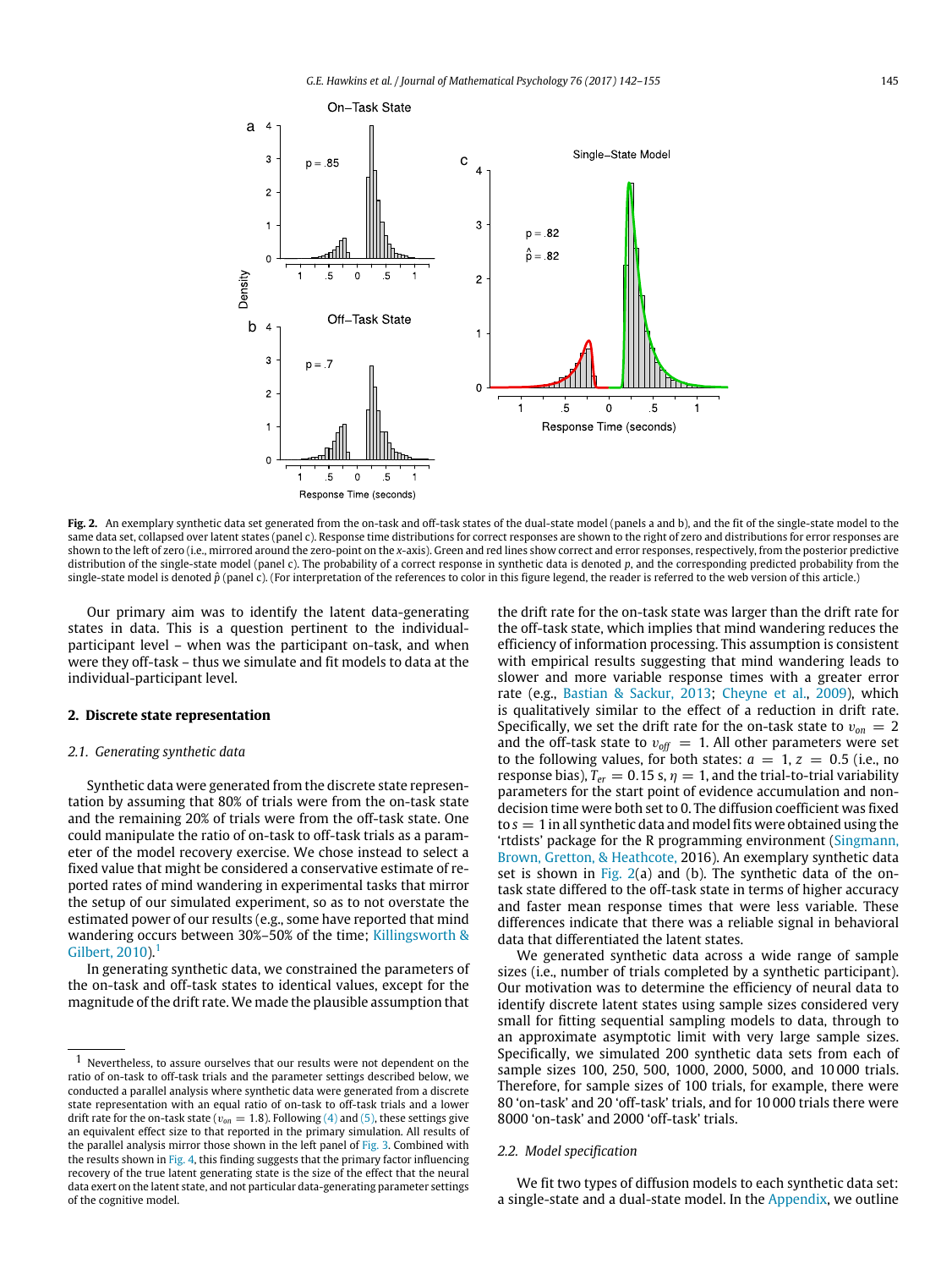Fig. 2. An exemplary synthetic data set generated from the on-task and off-task states of the dual-state model (panels a and b), and the fit of the single-state model to the same data set, collapsed over latent states (panel c). Response time distributions for correct responses are shown to the right of zero and distributions for error responses are shown to the left of zero (i.e., mirrored around the zero-point on the *x*-axis). Green and red lines show correct and error responses, respectively, from the posterior predictive distribution of the single-state model (panel c). The probability of a correct response in synthetic data is denoted $p$, and the corresponding predicted probability from the single-state model is denoted $\hat{p}$ (panel c). (For interpretation of the references to color in this figure legend, the reader is referred to the web version of this article.)

Our primary aim was to identify the latent data-generating states in data. This is a question pertinent to the individual-participant level – when was the participant on-task, and when were they off-task – thus we simulate and fit models to data at the individual-participant level.

## 2. Discrete state representation

### 2.1. Generating synthetic data

Synthetic data were generated from the discrete state representation by assuming that 80% of trials were from the on-task state and the remaining 20% of trials were from the off-task state. One could manipulate the ratio of on-task to off-task trials as a parameter of the model recovery exercise. We chose instead to select a fixed value that might be considered a conservative estimate of reported rates of mind wandering in experimental tasks that mirror the setup of our simulated experiment, so as to not overstate the estimated power of our results (e.g., some have reported that mind wandering occurs between 30%–50% of the time; Killingsworth & Gilbert, 2010).[1]

In generating synthetic data, we constrained the parameters of the on-task and off-task states to identical values, except for the magnitude of the drift rate. We made the plausible assumption that the drift rate for the on-task state was larger than the drift rate for the off-task state, which implies that mind wandering reduces the efficiency of information processing. This assumption is consistent with empirical results suggesting that mind wandering leads to slower and more variable response times with a greater error rate (e.g., Bastian & Sackur, 2013; Cheyne et al., 2009), which is qualitatively similar to the effect of a reduction in drift rate. Specifically, we set the drift rate for the on-task state to $v_{on} = 2$ and the off-task state to $v_{off} = 1$. All other parameters were set to the following values, for both states: $a = 1$, $z = 0.5$ (i.e., no response bias), $T_{er} = 0.15$ s, $\eta = 1$, and the trial-to-trial variability parameters for the start point of evidence accumulation and non-decision time were both set to 0. The diffusion coefficient was fixed to $s = 1$ in all synthetic data and model fits were obtained using the 'rtdists' package for the R programming environment (Singmann, Brown, Gretton, & Heathcote, 2016). An exemplary synthetic data set is shown in Fig. 2(a) and (b). The synthetic data of the on-task state differed to the off-task state in terms of higher accuracy and faster mean response times that were less variable. These differences indicate that there was a reliable signal in behavioral data that differentiated the latent states.

We generated synthetic data across a wide range of sample sizes (i.e., number of trials completed by a synthetic participant). Our motivation was to determine the efficiency of neural data to identify discrete latent states using sample sizes considered very small for fitting sequential sampling models to data, through to an approximate asymptotic limit with very large sample sizes. Specifically, we simulated 200 synthetic data sets from each of sample sizes 100, 250, 500, 1000, 2000, 5000, and 10 000 trials. Therefore, for sample sizes of 100 trials, for example, there were 80 'on-task' and 20 'off-task' trials, and for 10 000 trials there were 8000 'on-task' and 2000 'off-task' trials.

### 2.2. Model specification

We fit two types of diffusion models to each synthetic data set: a single-state and a dual-state model. In the Appendix, we outline

[1] Nevertheless, to assure ourselves that our results were not dependent on the ratio of on-task to off-task trials and the parameter settings described below, we conducted a parallel analysis where synthetic data were generated from a discrete state representation with an equal ratio of on-task to off-task trials and a lower drift rate for the on-task state ($v_{on} = 1.8$). Following (4) and (5), these settings give an equivalent effect size to that reported in the primary simulation. All results of the parallel analysis mirror those shown in the left panel of Fig. 3. Combined with the results shown in Fig. 4, this finding suggests that the primary factor influencing recovery of the true latent generating state is the size of the effect that the neural data exert on the latent state, and not particular data-generating parameter settings of the cognitive model.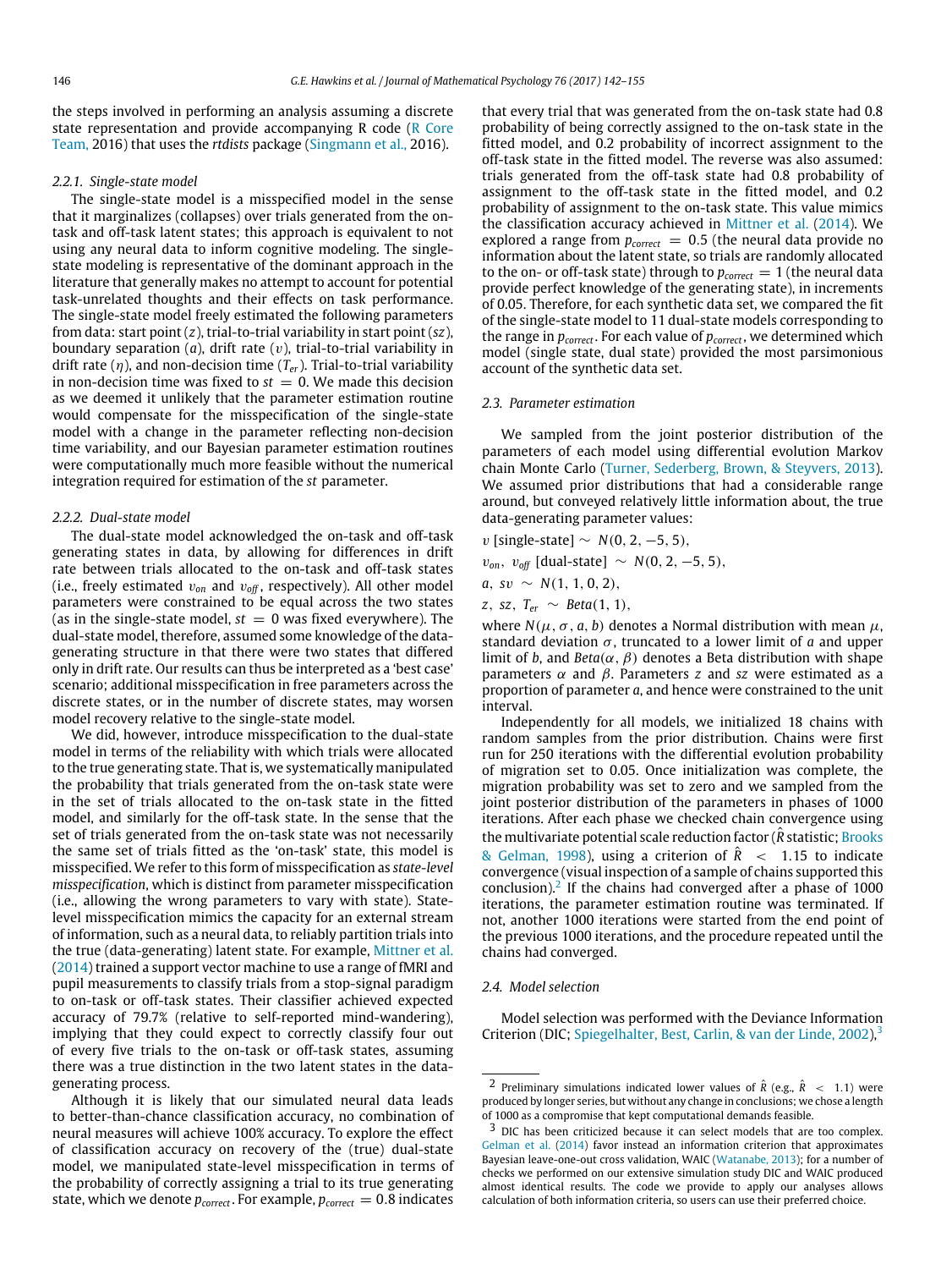the steps involved in performing an analysis assuming a discrete state representation and provide accompanying R code (R Core Team, 2016) that uses the *rtdists* package (Singmann et al., 2016).

#### 2.2.1. Single-state model

The single-state model is a misspecified model in the sense that it marginalizes (collapses) over trials generated from the on-task and off-task latent states; this approach is equivalent to not using any neural data to inform cognitive modeling. The single-state modeling is representative of the dominant approach in the literature that generally makes no attempt to account for potential task-unrelated thoughts and their effects on task performance. The single-state model freely estimated the following parameters from data: start point ($z$), trial-to-trial variability in start point ($sz$), boundary separation ($a$), drift rate ($v$), trial-to-trial variability in drift rate ($\eta$), and non-decision time ($T_{er}$). Trial-to-trial variability in non-decision time was fixed to $st = 0$. We made this decision as we deemed it unlikely that the parameter estimation routine would compensate for the misspecification of the single-state model with a change in the parameter reflecting non-decision time variability, and our Bayesian parameter estimation routines were computationally much more feasible without the numerical integration required for estimation of the $st$ parameter.

#### 2.2.2. Dual-state model

The dual-state model acknowledged the on-task and off-task generating states in data, by allowing for differences in drift rate between trials allocated to the on-task and off-task states (i.e., freely estimated $v_{on}$ and $v_{off}$, respectively). All other model parameters were constrained to be equal across the two states (as in the single-state model, $st = 0$ was fixed everywhere). The dual-state model, therefore, assumed some knowledge of the data-generating structure in that there were two states that differed only in drift rate. Our results can thus be interpreted as a 'best case' scenario; additional misspecification in free parameters across the discrete states, or in the number of discrete states, may worsen model recovery relative to the single-state model.

We did, however, introduce misspecification to the dual-state model in terms of the reliability with which trials were allocated to the true generating state. That is, we systematically manipulated the probability that trials generated from the on-task state were in the set of trials allocated to the on-task state in the fitted model, and similarly for the off-task state. In the sense that the set of trials generated from the on-task state was not necessarily the same set of trials fitted as the 'on-task' state, this model is misspecified. We refer to this form of misspecification as *state-level misspecification*, which is distinct from parameter misspecification (i.e., allowing the wrong parameters to vary with state). State-level misspecification mimics the capacity for an external stream of information, such as a neural data, to reliably partition trials into the true (data-generating) latent state. For example, Mittner et al. (2014) trained a support vector machine to use a range of fMRI and pupil measurements to classify trials from a stop-signal paradigm to on-task or off-task states. Their classifier achieved expected accuracy of 79.7% (relative to self-reported mind-wandering), implying that they could expect to correctly classify four out of every five trials to the on-task or off-task states, assuming there was a true distinction in the two latent states in the data-generating process.

Although it is likely that our simulated neural data leads to better-than-chance classification accuracy, no combination of neural measures will achieve 100% accuracy. To explore the effect of classification accuracy on recovery of the (true) dual-state model, we manipulated state-level misspecification in terms of the probability of correctly assigning a trial to its true generating state, which we denote $p_{correct}$. For example, $p_{correct} = 0.8$ indicates that every trial that was generated from the on-task state had 0.8 probability of being correctly assigned to the on-task state in the fitted model, and 0.2 probability of incorrect assignment to the off-task state in the fitted model. The reverse was also assumed: trials generated from the off-task state had 0.8 probability of assignment to the off-task state in the fitted model, and 0.2 probability of assignment to the on-task state. This value mimics the classification accuracy achieved in Mittner et al. (2014). We explored a range from $p_{correct} = 0.5$ (the neural data provide no information about the latent state, so trials are randomly allocated to the on- or off-task state) through to $p_{correct} = 1$ (the neural data provide perfect knowledge of the generating state), in increments of 0.05. Therefore, for each synthetic data set, we compared the fit of the single-state model to 11 dual-state models corresponding to the range in $p_{correct}$. For each value of $p_{correct}$, we determined which model (single state, dual state) provided the most parsimonious account of the synthetic data set.

### 2.3. Parameter estimation

We sampled from the joint posterior distribution of the parameters of each model using differential evolution Markov chain Monte Carlo (Turner, Sederberg, Brown, & Steyvers, 2013). We assumed prior distributions that had a considerable range around, but conveyed relatively little information about, the true data-generating parameter values:

$v$ [single-state] $\sim N(0, 2, -5, 5)$,

$v_{on}, v_{off}$ [dual-state] $\sim N(0, 2, -5, 5)$,

$a, sv \sim N(1, 1, 0, 2)$,

$z, sz, T_{er} \sim Beta(1, 1)$,

where $N(\mu, \sigma, a, b)$ denotes a Normal distribution with mean $\mu$, standard deviation $\sigma$, truncated to a lower limit of $a$ and upper limit of $b$, and $Beta(\alpha, \beta)$ denotes a Beta distribution with shape parameters $\alpha$ and $\beta$. Parameters $z$ and $sz$ were estimated as a proportion of parameter $a$, and hence were constrained to the unit interval.

Independently for all models, we initialized 18 chains with random samples from the prior distribution. Chains were first run for 250 iterations with the differential evolution probability of migration set to 0.05. Once initialization was complete, the migration probability was set to zero and we sampled from the joint posterior distribution of the parameters in phases of 1000 iterations. After each phase we checked chain convergence using the multivariate potential scale reduction factor ($\hat{R}$ statistic; Brooks & Gelman, 1998), using a criterion of $\hat{R} < 1.15$ to indicate convergence (visual inspection of a sample of chains supported this conclusion).[2] If the chains had converged after a phase of 1000 iterations, the parameter estimation routine was terminated. If not, another 1000 iterations were started from the end point of the previous 1000 iterations, and the procedure repeated until the chains had converged.

### 2.4. Model selection

Model selection was performed with the Deviance Information Criterion (DIC; Spiegelhalter, Best, Carlin, & van der Linde, 2002),[3]

---

[2] Preliminary simulations indicated lower values of $\hat{R}$ (e.g., $\hat{R} < 1.1$) were produced by longer series, but without any change in conclusions; we chose a length of 1000 as a compromise that kept computational demands feasible.

[3] DIC has been criticized because it can select models that are too complex. Gelman et al. (2014) favor instead an information criterion that approximates Bayesian leave-one-out cross validation, WAIC (Watanabe, 2013); for a number of checks we performed on our extensive simulation study DIC and WAIC produced almost identical results. The code we provide to apply our analyses allows calculation of both information criteria, so users can use their preferred choice.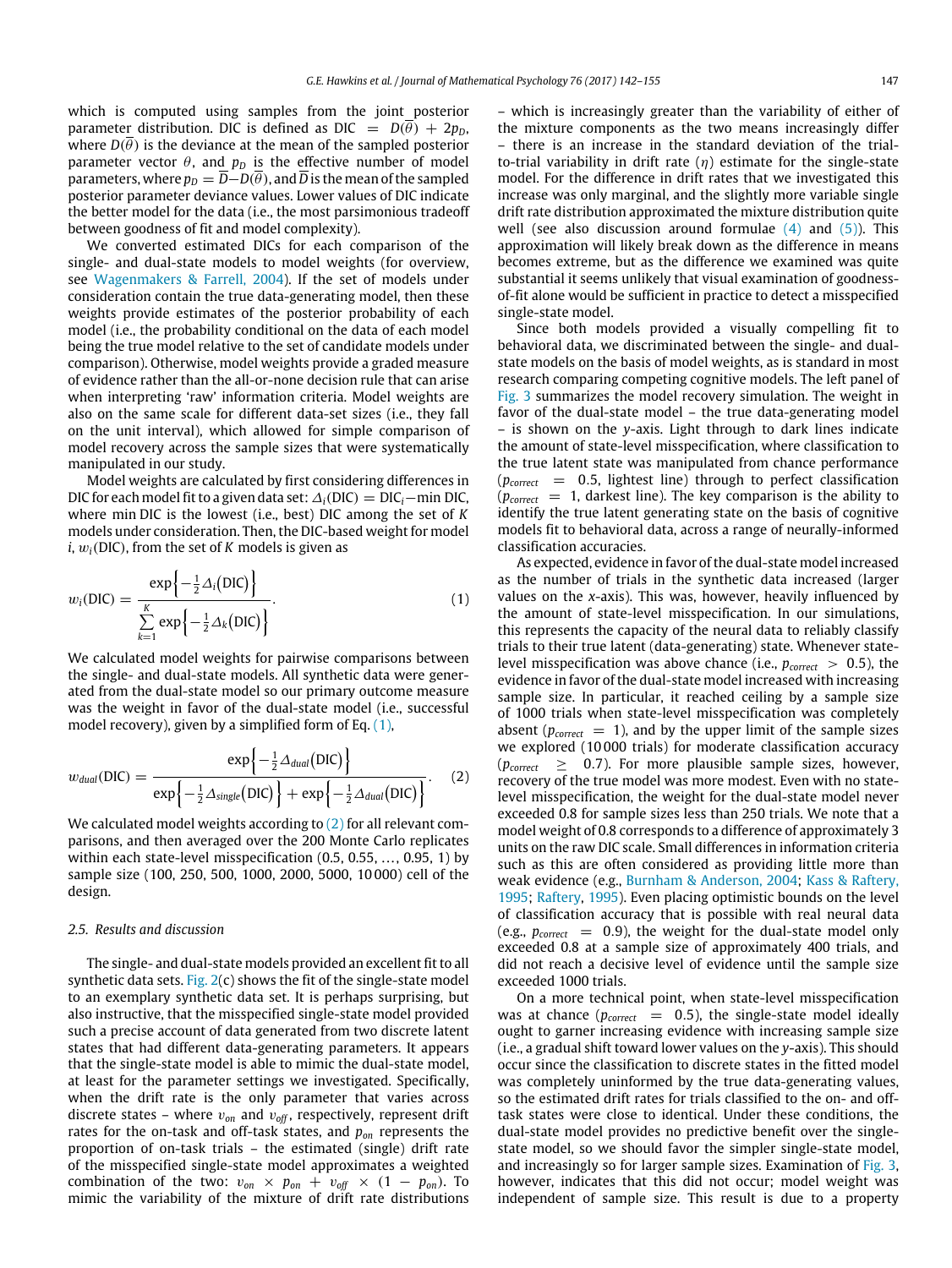which is computed using samples from the joint posterior parameter distribution. DIC is defined as DIC $= D(\overline{\theta}) + 2p_D$, where $D(\overline{\theta})$ is the deviance at the mean of the sampled posterior parameter vector $\theta$, and $p_D$ is the effective number of model parameters, where $p_D = \overline{D} - D(\overline{\theta})$, and $\overline{D}$ is the mean of the sampled posterior parameter deviance values. Lower values of DIC indicate the better model for the data (i.e., the most parsimonious tradeoff between goodness of fit and model complexity).

We converted estimated DICs for each comparison of the single- and dual-state models to model weights (for overview, see Wagenmakers & Farrell, 2004). If the set of models under consideration contain the true data-generating model, then these weights provide estimates of the posterior probability of each model (i.e., the probability conditional on the data of each model being the true model relative to the set of candidate models under comparison). Otherwise, model weights provide a graded measure of evidence rather than the all-or-none decision rule that can arise when interpreting 'raw' information criteria. Model weights are also on the same scale for different data-set sizes (i.e., they fall on the unit interval), which allowed for simple comparison of model recovery across the sample sizes that were systematically manipulated in our study.

Model weights are calculated by first considering differences in DIC for each model fit to a given data set: $\Delta_i(\text{DIC}) = \text{DIC}_i - \min \text{DIC}$, where min DIC is the lowest (i.e., best) DIC among the set of $K$ models under consideration. Then, the DIC-based weight for model $i$, $w_i(\text{DIC})$, from the set of $K$ models is given as

$$w_i(\text{DIC}) = \frac{\exp\left\{-\frac{1}{2}\Delta_i\big(\text{DIC}\big)\right\}}{\sum_{k=1}^{K}\exp\left\{-\frac{1}{2}\Delta_k\big(\text{DIC}\big)\right\}}. \quad (1)$$

We calculated model weights for pairwise comparisons between the single- and dual-state models. All synthetic data were generated from the dual-state model so our primary outcome measure was the weight in favor of the dual-state model (i.e., successful model recovery), given by a simplified form of Eq. (1),

$$w_{dual}(\text{DIC}) = \frac{\exp\left\{-\frac{1}{2}\Delta_{dual}\big(\text{DIC}\big)\right\}}{\exp\left\{-\frac{1}{2}\Delta_{single}\big(\text{DIC}\big)\right\} + \exp\left\{-\frac{1}{2}\Delta_{dual}\big(\text{DIC}\big)\right\}}. \quad (2)$$

We calculated model weights according to (2) for all relevant comparisons, and then averaged over the 200 Monte Carlo replicates within each state-level misspecification (0.5, 0.55, ..., 0.95, 1) by sample size (100, 250, 500, 1000, 2000, 5000, 10 000) cell of the design.

### 2.5. Results and discussion

The single- and dual-state models provided an excellent fit to all synthetic data sets. Fig. 2(c) shows the fit of the single-state model to an exemplary synthetic data set. It is perhaps surprising, but also instructive, that the misspecified single-state model provided such a precise account of data generated from two discrete latent states that had different data-generating parameters. It appears that the single-state model is able to mimic the dual-state model, at least for the parameter settings we investigated. Specifically, when the drift rate is the only parameter that varies across discrete states – where $v_{on}$ and $v_{off}$, respectively, represent drift rates for the on-task and off-task states, and $p_{on}$ represents the proportion of on-task trials – the estimated (single) drift rate of the misspecified single-state model approximates a weighted combination of the two: $v_{on} \times p_{on} + v_{off} \times (1 - p_{on})$. To mimic the variability of the mixture of drift rate distributions – which is increasingly greater than the variability of either of the mixture components as the two means increasingly differ – there is an increase in the standard deviation of the trial-to-trial variability in drift rate ($\eta$) estimate for the single-state model. For the difference in drift rates that we investigated this increase was only marginal, and the slightly more variable single drift rate distribution approximated the mixture distribution quite well (see also discussion around formulae (4) and (5)). This approximation will likely break down as the difference in means becomes extreme, but as the difference we examined was quite substantial it seems unlikely that visual examination of goodness-of-fit alone would be sufficient in practice to detect a misspecified single-state model.

Since both models provided a visually compelling fit to behavioral data, we discriminated between the single- and dual-state models on the basis of model weights, as is standard in most research comparing competing cognitive models. The left panel of Fig. 3 summarizes the model recovery simulation. The weight in favor of the dual-state model – the true data-generating model – is shown on the $y$-axis. Light through to dark lines indicate the amount of state-level misspecification, where classification to the true latent state was manipulated from chance performance ($p_{correct} = 0.5$, lightest line) through to perfect classification ($p_{correct} = 1$, darkest line). The key comparison is the ability to identify the true latent generating state on the basis of cognitive models fit to behavioral data, across a range of neurally-informed classification accuracies.

As expected, evidence in favor of the dual-state model increased as the number of trials in the synthetic data increased (larger values on the $x$-axis). This was, however, heavily influenced by the amount of state-level misspecification. In our simulations, this represents the capacity of the neural data to reliably classify trials to their true latent (data-generating) state. Whenever state-level misspecification was above chance (i.e., $p_{correct} > 0.5$), the evidence in favor of the dual-state model increased with increasing sample size. In particular, it reached ceiling by a sample size of 1000 trials when state-level misspecification was completely absent ($p_{correct} = 1$), and by the upper limit of the sample sizes we explored (10 000 trials) for moderate classification accuracy ($p_{correct} \geq 0.7$). For more plausible sample sizes, however, recovery of the true model was more modest. Even with no state-level misspecification, the weight for the dual-state model never exceeded 0.8 for sample sizes less than 250 trials. We note that a model weight of 0.8 corresponds to a difference of approximately 3 units on the raw DIC scale. Small differences in information criteria such as this are often considered as providing little more than weak evidence (e.g., Burnham & Anderson, 2004; Kass & Raftery, 1995; Raftery, 1995). Even placing optimistic bounds on the level of classification accuracy that is possible with real neural data (e.g., $p_{correct} = 0.9$), the weight for the dual-state model only exceeded 0.8 at a sample size of approximately 400 trials, and did not reach a decisive level of evidence until the sample size exceeded 1000 trials.

On a more technical point, when state-level misspecification was at chance ($p_{correct} = 0.5$), the single-state model ideally ought to garner increasing evidence with increasing sample size (i.e., a gradual shift toward lower values on the $y$-axis). This should occur since the classification to discrete states in the fitted model was completely uninformed by the true data-generating values, so the estimated drift rates for trials classified to the on- and off-task states were close to identical. Under these conditions, the dual-state model provides no predictive benefit over the single-state model, so we should favor the simpler single-state model, and increasingly so for larger sample sizes. Examination of Fig. 3, however, indicates that this did not occur; model weight was independent of sample size. This result is due to a property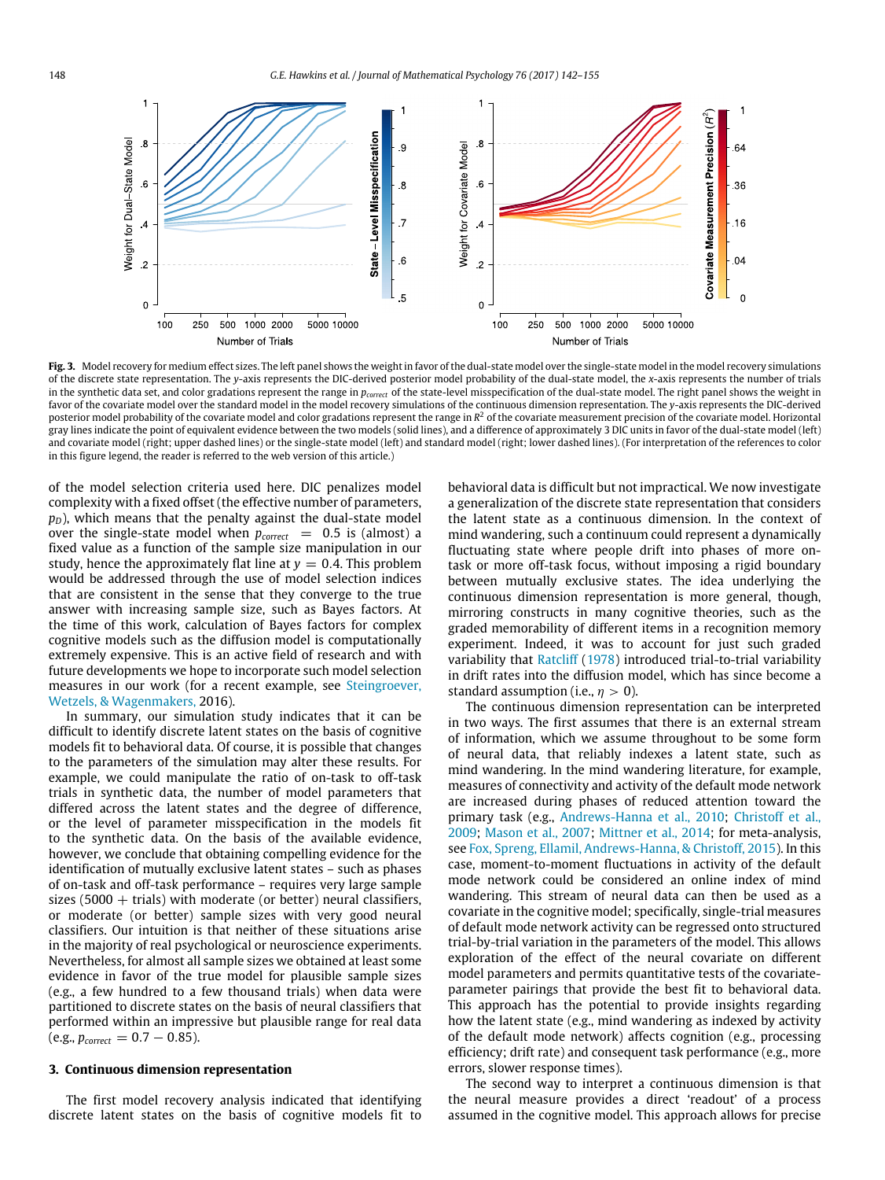Weight for Dual-State Model

1
.8
.6
.4
.2
0

100 250 500 1000 2000 5000 10000

Number of Trials

State – Level Misspecification

1
.9
.8
.7
.6
.5

Weight for Covariate Model

1
.8
.6
.4
.2
0

100 250 500 1000 2000 5000 10000

Number of Trials

Covariate Measurement Precision ($R^2$)

1
.64
.36
.16
.04
0

**Fig. 3.** Model recovery for medium effect sizes. The left panel shows the weight in favor of the dual-state model over the single-state model in the model recovery simulations of the discrete state representation. The *y*-axis represents the DIC-derived posterior model probability of the dual-state model, the *x*-axis represents the number of trials in the synthetic data set, and color gradations represent the range in $p_{correct}$ of the state-level misspecification of the dual-state model. The right panel shows the weight in favor of the covariate model over the standard model in the model recovery simulations of the continuous dimension representation. The *y*-axis represents the DIC-derived posterior model probability of the covariate model and color gradations represent the range in $R^2$ of the covariate measurement precision of the covariate model. Horizontal gray lines indicate the point of equivalent evidence between the two models (solid lines), and a difference of approximately 3 DIC units in favor of the dual-state model (left) and covariate model (right; upper dashed lines) or the single-state model (left) and standard model (right; lower dashed lines). (For interpretation of the references to color in this figure legend, the reader is referred to the web version of this article.)

of the model selection criteria used here. DIC penalizes model complexity with a fixed offset (the effective number of parameters, $p_D$), which means that the penalty against the dual-state model over the single-state model when $p_{correct} = 0.5$ is (almost) a fixed value as a function of the sample size manipulation in our study, hence the approximately flat line at $y = 0.4$. This problem would be addressed through the use of model selection indices that are consistent in the sense that they converge to the true answer with increasing sample size, such as Bayes factors. At the time of this work, calculation of Bayes factors for complex cognitive models such as the diffusion model is computationally extremely expensive. This is an active field of research and with future developments we hope to incorporate such model selection measures in our work (for a recent example, see Steingroever, Wetzels, & Wagenmakers, 2016).

In summary, our simulation study indicates that it can be difficult to identify discrete latent states on the basis of cognitive models fit to behavioral data. Of course, it is possible that changes to the parameters of the simulation may alter these results. For example, we could manipulate the ratio of on-task to off-task trials in synthetic data, the number of model parameters that differed across the latent states and the degree of difference, or the level of parameter misspecification in the models fit to the synthetic data. On the basis of the available evidence, however, we conclude that obtaining compelling evidence for the identification of mutually exclusive latent states – such as phases of on-task and off-task performance – requires very large sample sizes (5000 + trials) with moderate (or better) neural classifiers, or moderate (or better) sample sizes with very good neural classifiers. Our intuition is that neither of these situations arise in the majority of real psychological or neuroscience experiments. Nevertheless, for almost all sample sizes we obtained at least some evidence in favor of the true model for plausible sample sizes (e.g., a few hundred to a few thousand trials) when data were partitioned to discrete states on the basis of neural classifiers that performed within an impressive but plausible range for real data (e.g., $p_{correct} = 0.7 - 0.85$).

## 3. Continuous dimension representation

The first model recovery analysis indicated that identifying discrete latent states on the basis of cognitive models fit to behavioral data is difficult but not impractical. We now investigate a generalization of the discrete state representation that considers the latent state as a continuous dimension. In the context of mind wandering, such a continuum could represent a dynamically fluctuating state where people drift into phases of more on-task or more off-task focus, without imposing a rigid boundary between mutually exclusive states. The idea underlying the continuous dimension representation is more general, though, mirroring constructs in many cognitive theories, such as the graded memorability of different items in a recognition memory experiment. Indeed, it was to account for just such graded variability that Ratcliff (1978) introduced trial-to-trial variability in drift rates into the diffusion model, which has since become a standard assumption (i.e., $\eta > 0$).

The continuous dimension representation can be interpreted in two ways. The first assumes that there is an external stream of information, which we assume throughout to be some form of neural data, that reliably indexes a latent state, such as mind wandering. In the mind wandering literature, for example, measures of connectivity and activity of the default mode network are increased during phases of reduced attention toward the primary task (e.g., Andrews-Hanna et al., 2010; Christoff et al., 2009; Mason et al., 2007; Mittner et al., 2014; for meta-analysis, see Fox, Spreng, Ellamil, Andrews-Hanna, & Christoff, 2015). In this case, moment-to-moment fluctuations in activity of the default mode network could be considered an online index of mind wandering. This stream of neural data can then be used as a covariate in the cognitive model; specifically, single-trial measures of default mode network activity can be regressed onto structured trial-by-trial variation in the parameters of the model. This allows exploration of the effect of the neural covariate on different model parameters and permits quantitative tests of the covariate-parameter pairings that provide the best fit to behavioral data. This approach has the potential to provide insights regarding how the latent state (e.g., mind wandering as indexed by activity of the default mode network) affects cognition (e.g., processing efficiency; drift rate) and consequent task performance (e.g., more errors, slower response times).

The second way to interpret a continuous dimension is that the neural measure provides a direct 'readout' of a process assumed in the cognitive model. This approach allows for precise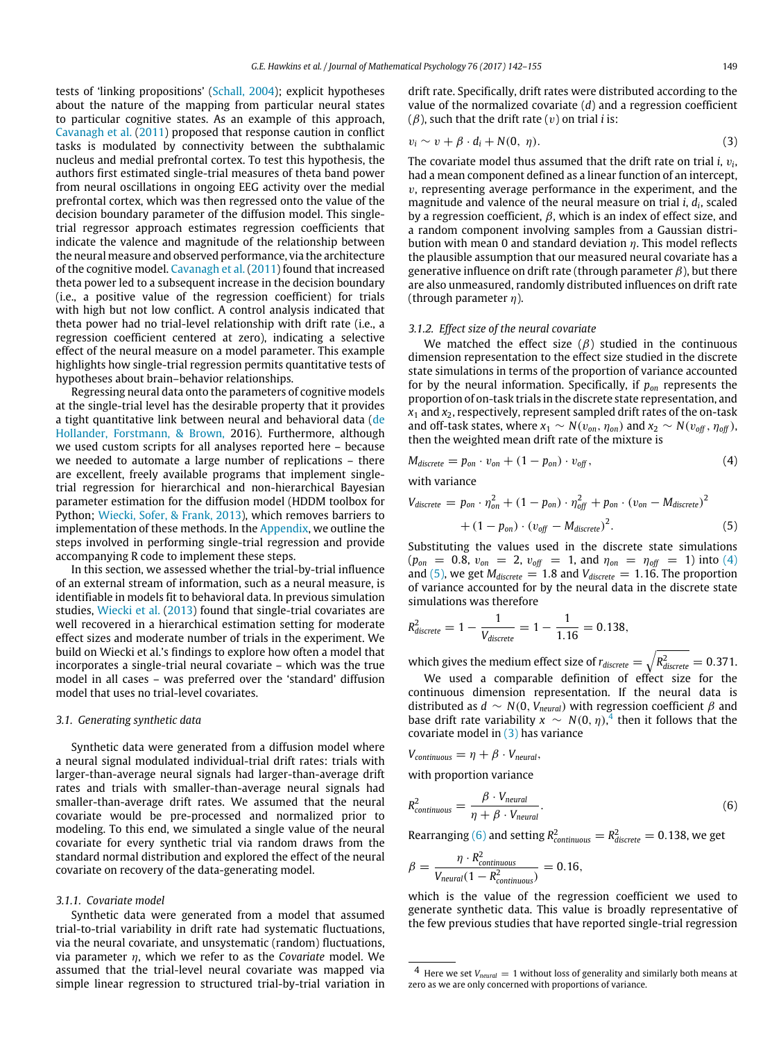tests of 'linking propositions' (Schall, 2004); explicit hypotheses about the nature of the mapping from particular neural states to particular cognitive states. As an example of this approach, Cavanagh et al. (2011) proposed that response caution in conflict tasks is modulated by connectivity between the subthalamic nucleus and medial prefrontal cortex. To test this hypothesis, the authors first estimated single-trial measures of theta band power from neural oscillations in ongoing EEG activity over the medial prefrontal cortex, which was then regressed onto the value of the decision boundary parameter of the diffusion model. This single-trial regressor approach estimates regression coefficients that indicate the valence and magnitude of the relationship between the neural measure and observed performance, via the architecture of the cognitive model. Cavanagh et al. (2011) found that increased theta power led to a subsequent increase in the decision boundary (i.e., a positive value of the regression coefficient) for trials with high but not low conflict. A control analysis indicated that theta power had no trial-level relationship with drift rate (i.e., a regression coefficient centered at zero), indicating a selective effect of the neural measure on a model parameter. This example highlights how single-trial regression permits quantitative tests of hypotheses about brain–behavior relationships.

Regressing neural data onto the parameters of cognitive models at the single-trial level has the desirable property that it provides a tight quantitative link between neural and behavioral data (de Hollander, Forstmann, & Brown, 2016). Furthermore, although we used custom scripts for all analyses reported here – because we needed to automate a large number of replications – there are excellent, freely available programs that implement single-trial regression for hierarchical and non-hierarchical Bayesian parameter estimation for the diffusion model (HDDM toolbox for Python; Wiecki, Sofer, & Frank, 2013), which removes barriers to implementation of these methods. In the Appendix, we outline the steps involved in performing single-trial regression and provide accompanying R code to implement these steps.

In this section, we assessed whether the trial-by-trial influence of an external stream of information, such as a neural measure, is identifiable in models fit to behavioral data. In previous simulation studies, Wiecki et al. (2013) found that single-trial covariates are well recovered in a hierarchical estimation setting for moderate effect sizes and moderate number of trials in the experiment. We build on Wiecki et al.'s findings to explore how often a model that incorporates a single-trial neural covariate – which was the true model in all cases – was preferred over the 'standard' diffusion model that uses no trial-level covariates.

### 3.1. Generating synthetic data

Synthetic data were generated from a diffusion model where a neural signal modulated individual-trial drift rates: trials with larger-than-average neural signals had larger-than-average drift rates and trials with smaller-than-average neural signals had smaller-than-average drift rates. We assumed that the neural covariate would be pre-processed and normalized prior to modeling. To this end, we simulated a single value of the neural covariate for every synthetic trial via random draws from the standard normal distribution and explored the effect of the neural covariate on recovery of the data-generating model.

#### 3.1.1. Covariate model

Synthetic data were generated from a model that assumed trial-to-trial variability in drift rate had systematic fluctuations, via the neural covariate, and unsystematic (random) fluctuations, via parameter $\eta$, which we refer to as the *Covariate* model. We assumed that the trial-level neural covariate was mapped via simple linear regression to structured trial-by-trial variation in drift rate. Specifically, drift rates were distributed according to the value of the normalized covariate ($d$) and a regression coefficient ($\beta$), such that the drift rate ($v$) on trial $i$ is:

$$v_i \sim v + \beta \cdot d_i + N(0,\ \eta). \tag{3}$$

The covariate model thus assumed that the drift rate on trial $i$, $v_i$, had a mean component defined as a linear function of an intercept, $v$, representing average performance in the experiment, and the magnitude and valence of the neural measure on trial $i$, $d_i$, scaled by a regression coefficient, $\beta$, which is an index of effect size, and a random component involving samples from a Gaussian distribution with mean 0 and standard deviation $\eta$. This model reflects the plausible assumption that our measured neural covariate has a generative influence on drift rate (through parameter $\beta$), but there are also unmeasured, randomly distributed influences on drift rate (through parameter $\eta$).

#### 3.1.2. Effect size of the neural covariate

We matched the effect size ($\beta$) studied in the continuous dimension representation to the effect size studied in the discrete state simulations in terms of the proportion of variance accounted for by the neural information. Specifically, if $p_{on}$ represents the proportion of on-task trials in the discrete state representation, and $x_1$ and $x_2$, respectively, represent sampled drift rates of the on-task and off-task states, where $x_1 \sim N(v_{on}, \eta_{on})$ and $x_2 \sim N(v_{off}, \eta_{off})$, then the weighted mean drift rate of the mixture is

$$M_{discrete} = p_{on} \cdot v_{on} + (1 - p_{on}) \cdot v_{off}, \tag{4}$$

with variance

$$V_{discrete} = p_{on} \cdot \eta_{on}^2 + (1 - p_{on}) \cdot \eta_{off}^2 + p_{on} \cdot (v_{on} - M_{discrete})^2 + (1 - p_{on}) \cdot (v_{off} - M_{discrete})^2. \tag{5}$$

Substituting the values used in the discrete state simulations ($p_{on} = 0.8$, $v_{on} = 2$, $v_{off} = 1$, and $\eta_{on} = \eta_{off} = 1$) into (4) and (5), we get $M_{discrete} = 1.8$ and $V_{discrete} = 1.16$. The proportion of variance accounted for by the neural data in the discrete state simulations was therefore

$$R^2_{discrete} = 1 - \frac{1}{V_{discrete}} = 1 - \frac{1}{1.16} = 0.138,$$

which gives the medium effect size of $r_{discrete} = \sqrt{R^2_{discrete}} = 0.371$.

We used a comparable definition of effect size for the continuous dimension representation. If the neural data is distributed as $d \sim N(0, V_{neural})$ with regression coefficient $\beta$ and base drift rate variability $x \sim N(0, \eta)$,[4] then it follows that the covariate model in (3) has variance

$$V_{continuous} = \eta + \beta \cdot V_{neural},$$

with proportion variance

$$R^2_{continuous} = \frac{\beta \cdot V_{neural}}{\eta + \beta \cdot V_{neural}}. \tag{6}$$

Rearranging (6) and setting $R^2_{continuous} = R^2_{discrete} = 0.138$, we get

$$\beta = \frac{\eta \cdot R^2_{continuous}}{V_{neural}(1 - R^2_{continuous})} = 0.16,$$

which is the value of the regression coefficient we used to generate synthetic data. This value is broadly representative of the few previous studies that have reported single-trial regression

[4] Here we set $V_{neural} = 1$ without loss of generality and similarly both means at zero as we are only concerned with proportions of variance.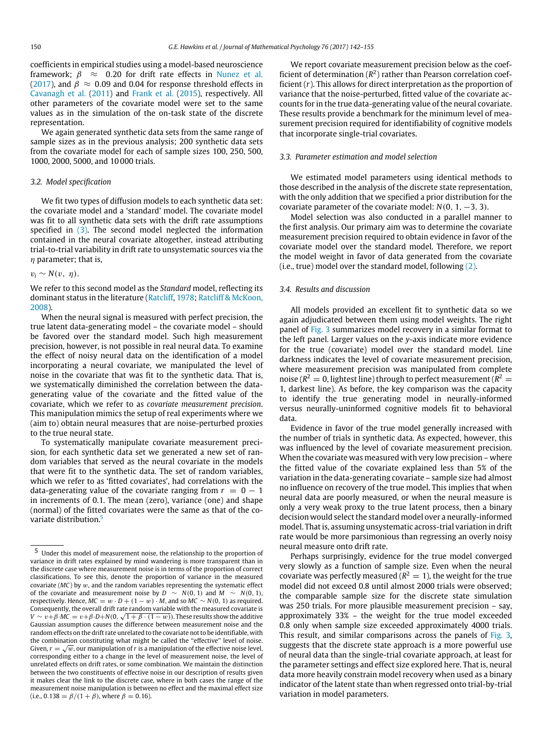coefficients in empirical studies using a model-based neuroscience framework; $\beta \approx 0.20$ for drift rate effects in Nunez et al. (2017), and $\beta \approx 0.09$ and 0.04 for response threshold effects in Cavanagh et al. (2011) and Frank et al. (2015), respectively. All other parameters of the covariate model were set to the same values as in the simulation of the on-task state of the discrete representation.

We again generated synthetic data sets from the same range of sample sizes as in the previous analysis; 200 synthetic data sets from the covariate model for each of sample sizes 100, 250, 500, 1000, 2000, 5000, and 10 000 trials.

### 3.2. Model specification

We fit two types of diffusion models to each synthetic data set: the covariate model and a 'standard' model. The covariate model was fit to all synthetic data sets with the drift rate assumptions specified in (3). The second model neglected the information contained in the neural covariate altogether, instead attributing trial-to-trial variability in drift rate to unsystematic sources via the $\eta$ parameter; that is,

$$v_i \sim N(v,\ \eta).$$

We refer to this second model as the *Standard* model, reflecting its dominant status in the literature (Ratcliff, 1978; Ratcliff & McKoon, 2008).

When the neural signal is measured with perfect precision, the true latent data-generating model – the covariate model – should be favored over the standard model. Such high measurement precision, however, is not possible in real neural data. To examine the effect of noisy neural data on the identification of a model incorporating a neural covariate, we manipulated the level of noise in the covariate that was fit to the synthetic data. That is, we systematically diminished the correlation between the data-generating value of the covariate and the fitted value of the covariate, which we refer to as *covariate measurement precision*. This manipulation mimics the setup of real experiments where we (aim to) obtain neural measures that are noise-perturbed proxies to the true neural state.

To systematically manipulate covariate measurement precision, for each synthetic data set we generated a new set of random variables that served as the neural covariate in the models that were fit to the synthetic data. The set of random variables, which we refer to as 'fitted covariates', had correlations with the data-generating value of the covariate ranging from $r = 0 - 1$ in increments of 0.1. The mean (zero), variance (one) and shape (normal) of the fitted covariates were the same as that of the covariate distribution.[5]

We report covariate measurement precision below as the coefficient of determination ($R^2$) rather than Pearson correlation coefficient ($r$). This allows for direct interpretation as the proportion of variance that the noise-perturbed, fitted value of the covariate accounts for in the true data-generating value of the neural covariate. These results provide a benchmark for the minimum level of measurement precision required for identifiability of cognitive models that incorporate single-trial covariates.

### 3.3. Parameter estimation and model selection

We estimated model parameters using identical methods to those described in the analysis of the discrete state representation, with the only addition that we specified a prior distribution for the covariate parameter of the covariate model: $N(0, 1, -3, 3)$.

Model selection was also conducted in a parallel manner to the first analysis. Our primary aim was to determine the covariate measurement precision required to obtain evidence in favor of the covariate model over the standard model. Therefore, we report the model weight in favor of data generated from the covariate (i.e., true) model over the standard model, following (2).

### 3.4. Results and discussion

All models provided an excellent fit to synthetic data so we again adjudicated between them using model weights. The right panel of Fig. 3 summarizes model recovery in a similar format to the left panel. Larger values on the $y$-axis indicate more evidence for the true (covariate) model over the standard model. Line darkness indicates the level of covariate measurement precision, where measurement precision was manipulated from complete noise ($R^2 = 0$, lightest line) through to perfect measurement ($R^2 = 1$, darkest line). As before, the key comparison was the capacity to identify the true generating model in neurally-informed versus neurally-uninformed cognitive models fit to behavioral data.

Evidence in favor of the true model generally increased with the number of trials in synthetic data. As expected, however, this was influenced by the level of covariate measurement precision. When the covariate was measured with very low precision – where the fitted value of the covariate explained less than 5% of the variation in the data-generating covariate – sample size had almost no influence on recovery of the true model. This implies that when neural data are poorly measured, or when the neural measure is only a very weak proxy to the true latent process, then a binary decision would select the standard model over a neurally-informed model. That is, assuming unsystematic across-trial variation in drift rate would be more parsimonious than regressing an overly noisy neural measure onto drift rate.

Perhaps surprisingly, evidence for the true model converged very slowly as a function of sample size. Even when the neural covariate was perfectly measured ($R^2 = 1$), the weight for the true model did not exceed 0.8 until almost 2000 trials were observed; the comparable sample size for the discrete state simulation was 250 trials. For more plausible measurement precision – say, approximately 33% – the weight for the true model exceeded 0.8 only when sample size exceeded approximately 4000 trials. This result, and similar comparisons across the panels of Fig. 3, suggests that the discrete state approach is a more powerful use of neural data than the single-trial covariate approach, at least for the parameter settings and effect size explored here. That is, neural data more heavily constrain model recovery when used as a binary indicator of the latent state than when regressed onto trial-by-trial variation in model parameters.

---

[5] Under this model of measurement noise, the relationship to the proportion of variance in drift rates explained by mind wandering is more transparent than in the discrete case where measurement noise is in terms of the proportion of correct classifications. To see this, denote the proportion of variance in the measured covariate ($MC$) by $w$, and the random variables representing the systematic effect of the covariate and measurement noise by $D \sim N(0, 1)$ and $M \sim N(0, 1)$, respectively. Hence, $MC = w \cdot D + (1 - w) \cdot M$, and so $MC \sim N(0, 1)$ as required. Consequently, the overall drift rate random variable with the measured covariate is $V \sim v + \beta \cdot MC = v + \beta \cdot D + N(0, \sqrt{1 + \beta \cdot (1 - w)})$. These results show the additive Gaussian assumption causes the difference between measurement noise and the random effects on the drift rate unrelated to the covariate not to be identifiable, with the combination constituting what might be called the "effective" level of noise. Given, $r = \sqrt{w}$, our manipulation of $r$ is a manipulation of the effective noise level, corresponding either to a change in the level of measurement noise, the level of unrelated effects on drift rates, or some combination. We maintain the distinction between the two constituents of effective noise in our description of results given it makes clear the link to the discrete case, where in both cases the range of the measurement noise manipulation is between no effect and the maximal effect size (i.e., $0.138 = \beta/(1 + \beta)$, where $\beta = 0.16$).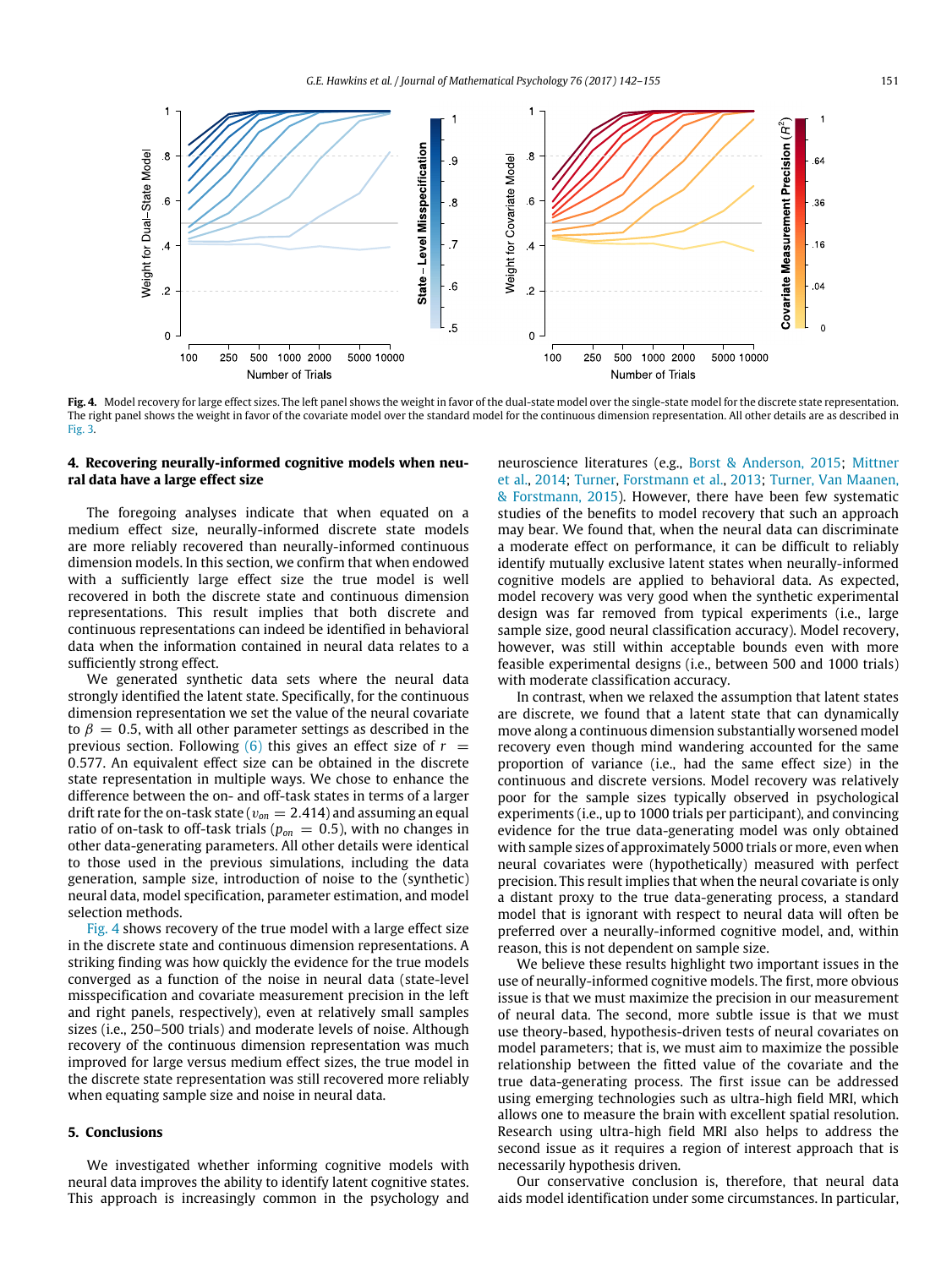**Fig. 4.** Model recovery for large effect sizes. The left panel shows the weight in favor of the dual-state model over the single-state model for the discrete state representation. The right panel shows the weight in favor of the covariate model over the standard model for the continuous dimension representation. All other details are as described in Fig. 3.

## 4. Recovering neurally-informed cognitive models when neural data have a large effect size

The foregoing analyses indicate that when equated on a medium effect size, neurally-informed discrete state models are more reliably recovered than neurally-informed continuous dimension models. In this section, we confirm that when endowed with a sufficiently large effect size the true model is well recovered in both the discrete state and continuous dimension representations. This result implies that both discrete and continuous representations can indeed be identified in behavioral data when the information contained in neural data relates to a sufficiently strong effect.

We generated synthetic data sets where the neural data strongly identified the latent state. Specifically, for the continuous dimension representation we set the value of the neural covariate to $\beta = 0.5$, with all other parameter settings as described in the previous section. Following (6) this gives an effect size of $r = 0.577$. An equivalent effect size can be obtained in the discrete state representation in multiple ways. We chose to enhance the difference between the on- and off-task states in terms of a larger drift rate for the on-task state ($v_{on} = 2.414$) and assuming an equal ratio of on-task to off-task trials ($p_{on} = 0.5$), with no changes in other data-generating parameters. All other details were identical to those used in the previous simulations, including the data generation, sample size, introduction of noise to the (synthetic) neural data, model specification, parameter estimation, and model selection methods.

Fig. 4 shows recovery of the true model with a large effect size in the discrete state and continuous dimension representations. A striking finding was how quickly the evidence for the true models converged as a function of the noise in neural data (state-level misspecification and covariate measurement precision in the left and right panels, respectively), even at relatively small samples sizes (i.e., 250–500 trials) and moderate levels of noise. Although recovery of the continuous dimension representation was much improved for large versus medium effect sizes, the true model in the discrete state representation was still recovered more reliably when equating sample size and noise in neural data.

## 5. Conclusions

We investigated whether informing cognitive models with neural data improves the ability to identify latent cognitive states. This approach is increasingly common in the psychology and neuroscience literatures (e.g., Borst & Anderson, 2015; Mittner et al., 2014; Turner, Forstmann et al., 2013; Turner, Van Maanen, & Forstmann, 2015). However, there have been few systematic studies of the benefits to model recovery that such an approach may bear. We found that, when the neural data can discriminate a moderate effect on performance, it can be difficult to reliably identify mutually exclusive latent states when neurally-informed cognitive models are applied to behavioral data. As expected, model recovery was very good when the synthetic experimental design was far removed from typical experiments (i.e., large sample size, good neural classification accuracy). Model recovery, however, was still within acceptable bounds even with more feasible experimental designs (i.e., between 500 and 1000 trials) with moderate classification accuracy.

In contrast, when we relaxed the assumption that latent states are discrete, we found that a latent state that can dynamically move along a continuous dimension substantially worsened model recovery even though mind wandering accounted for the same proportion of variance (i.e., had the same effect size) in the continuous and discrete versions. Model recovery was relatively poor for the sample sizes typically observed in psychological experiments (i.e., up to 1000 trials per participant), and convincing evidence for the true data-generating model was only obtained with sample sizes of approximately 5000 trials or more, even when neural covariates were (hypothetically) measured with perfect precision. This result implies that when the neural covariate is only a distant proxy to the true data-generating process, a standard model that is ignorant with respect to neural data will often be preferred over a neurally-informed cognitive model, and, within reason, this is not dependent on sample size.

We believe these results highlight two important issues in the use of neurally-informed cognitive models. The first, more obvious issue is that we must maximize the precision in our measurement of neural data. The second, more subtle issue is that we must use theory-based, hypothesis-driven tests of neural covariates on model parameters; that is, we must aim to maximize the possible relationship between the fitted value of the covariate and the true data-generating process. The first issue can be addressed using emerging technologies such as ultra-high field MRI, which allows one to measure the brain with excellent spatial resolution. Research using ultra-high field MRI also helps to address the second issue as it requires a region of interest approach that is necessarily hypothesis driven.

Our conservative conclusion is, therefore, that neural data aids model identification under some circumstances. In particular,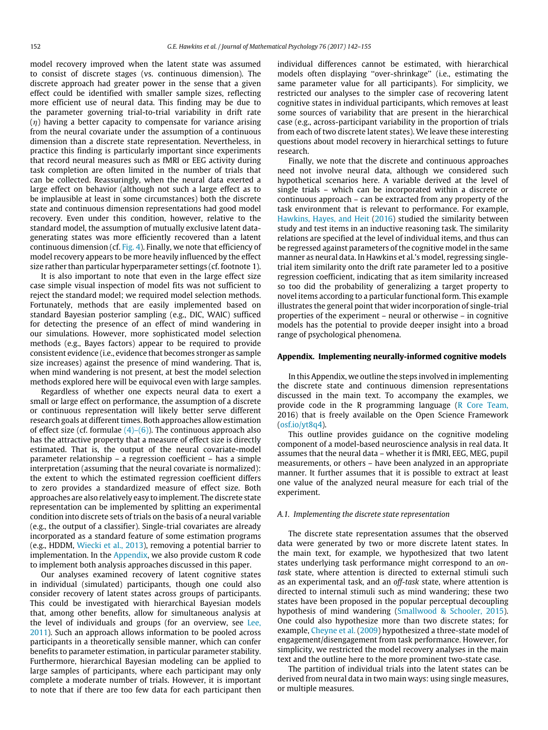model recovery improved when the latent state was assumed to consist of discrete stages (vs. continuous dimension). The discrete approach had greater power in the sense that a given effect could be identified with smaller sample sizes, reflecting more efficient use of neural data. This finding may be due to the parameter governing trial-to-trial variability in drift rate ($\eta$) having a better capacity to compensate for variance arising from the neural covariate under the assumption of a continuous dimension than a discrete state representation. Nevertheless, in practice this finding is particularly important since experiments that record neural measures such as fMRI or EEG activity during task completion are often limited in the number of trials that can be collected. Reassuringly, when the neural data exerted a large effect on behavior (although not such a large effect as to be implausible at least in some circumstances) both the discrete state and continuous dimension representations had good model recovery. Even under this condition, however, relative to the standard model, the assumption of mutually exclusive latent data-generating states was more efficiently recovered than a latent continuous dimension (cf. Fig. 4). Finally, we note that efficiency of model recovery appears to be more heavily influenced by the effect size rather than particular hyperparameter settings (cf. footnote 1).

It is also important to note that even in the large effect size case simple visual inspection of model fits was not sufficient to reject the standard model; we required model selection methods. Fortunately, methods that are easily implemented based on standard Bayesian posterior sampling (e.g., DIC, WAIC) sufficed for detecting the presence of an effect of mind wandering in our simulations. However, more sophisticated model selection methods (e.g., Bayes factors) appear to be required to provide consistent evidence (i.e., evidence that becomes stronger as sample size increases) against the presence of mind wandering. That is, when mind wandering is not present, at best the model selection methods explored here will be equivocal even with large samples.

Regardless of whether one expects neural data to exert a small or large effect on performance, the assumption of a discrete or continuous representation will likely better serve different research goals at different times. Both approaches allow estimation of effect size (cf. formulae (4)–(6)). The continuous approach also has the attractive property that a measure of effect size is directly estimated. That is, the output of the neural covariate-model parameter relationship – a regression coefficient – has a simple interpretation (assuming that the neural covariate is normalized): the extent to which the estimated regression coefficient differs to zero provides a standardized measure of effect size. Both approaches are also relatively easy to implement. The discrete state representation can be implemented by splitting an experimental condition into discrete sets of trials on the basis of a neural variable (e.g., the output of a classifier). Single-trial covariates are already incorporated as a standard feature of some estimation programs (e.g., HDDM, Wiecki et al., 2013), removing a potential barrier to implementation. In the Appendix, we also provide custom R code to implement both analysis approaches discussed in this paper.

Our analyses examined recovery of latent cognitive states in individual (simulated) participants, though one could also consider recovery of latent states across groups of participants. This could be investigated with hierarchical Bayesian models that, among other benefits, allow for simultaneous analysis at the level of individuals and groups (for an overview, see Lee, 2011). Such an approach allows information to be pooled across participants in a theoretically sensible manner, which can confer benefits to parameter estimation, in particular parameter stability. Furthermore, hierarchical Bayesian modeling can be applied to large samples of participants, where each participant may only complete a moderate number of trials. However, it is important to note that if there are too few data for each participant then individual differences cannot be estimated, with hierarchical models often displaying "over-shrinkage" (i.e., estimating the same parameter value for all participants). For simplicity, we restricted our analyses to the simpler case of recovering latent cognitive states in individual participants, which removes at least some sources of variability that are present in the hierarchical case (e.g., across-participant variability in the proportion of trials from each of two discrete latent states). We leave these interesting questions about model recovery in hierarchical settings to future research.

Finally, we note that the discrete and continuous approaches need not involve neural data, although we considered such hypothetical scenarios here. A variable derived at the level of single trials – which can be incorporated within a discrete or continuous approach – can be extracted from any property of the task environment that is relevant to performance. For example, Hawkins, Hayes, and Heit (2016) studied the similarity between study and test items in an inductive reasoning task. The similarity relations are specified at the level of individual items, and thus can be regressed against parameters of the cognitive model in the same manner as neural data. In Hawkins et al.'s model, regressing single-trial item similarity onto the drift rate parameter led to a positive regression coefficient, indicating that as item similarity increased so too did the probability of generalizing a target property to novel items according to a particular functional form. This example illustrates the general point that wider incorporation of single-trial properties of the experiment – neural or otherwise – in cognitive models has the potential to provide deeper insight into a broad range of psychological phenomena.

## Appendix. Implementing neurally-informed cognitive models

In this Appendix, we outline the steps involved in implementing the discrete state and continuous dimension representations discussed in the main text. To accompany the examples, we provide code in the R programming language (R Core Team, 2016) that is freely available on the Open Science Framework (osf.io/yt8q4).

This outline provides guidance on the cognitive modeling component of a model-based neuroscience analysis in real data. It assumes that the neural data – whether it is fMRI, EEG, MEG, pupil measurements, or others – have been analyzed in an appropriate manner. It further assumes that it is possible to extract at least one value of the analyzed neural measure for each trial of the experiment.

### A.1. Implementing the discrete state representation

The discrete state representation assumes that the observed data were generated by two or more discrete latent states. In the main text, for example, we hypothesized that two latent states underlying task performance might correspond to an *on-task* state, where attention is directed to external stimuli such as an experimental task, and an *off-task* state, where attention is directed to internal stimuli such as mind wandering; these two states have been proposed in the popular perceptual decoupling hypothesis of mind wandering (Smallwood & Schooler, 2015). One could also hypothesize more than two discrete states; for example, Cheyne et al. (2009) hypothesized a three-state model of engagement/disengagement from task performance. However, for simplicity, we restricted the model recovery analyses in the main text and the outline here to the more prominent two-state case.

The partition of individual trials into the latent states can be derived from neural data in two main ways: using single measures, or multiple measures.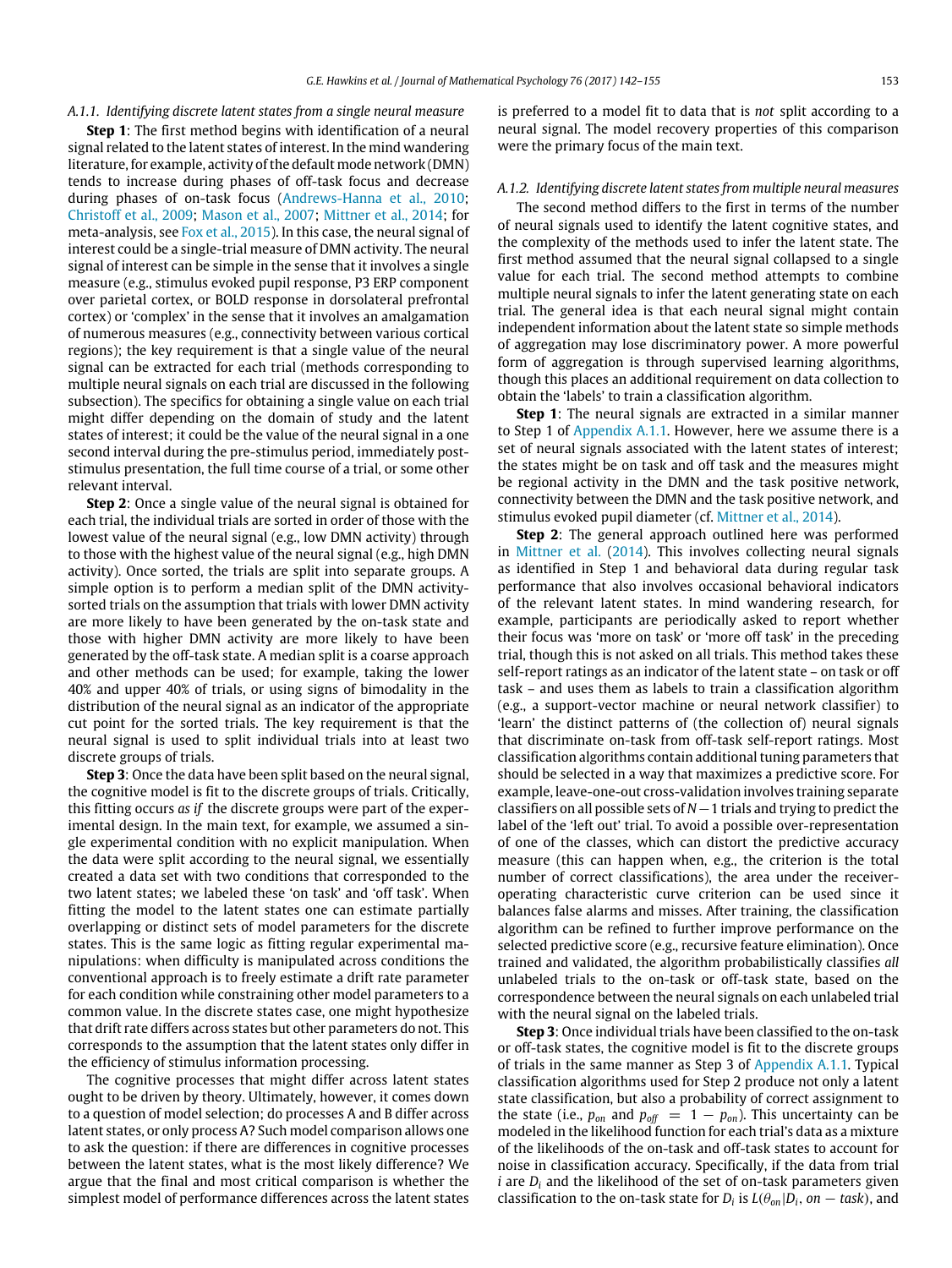#### A.1.1. Identifying discrete latent states from a single neural measure

**Step 1**: The first method begins with identification of a neural signal related to the latent states of interest. In the mind wandering literature, for example, activity of the default mode network (DMN) tends to increase during phases of off-task focus and decrease during phases of on-task focus (Andrews-Hanna et al., 2010; Christoff et al., 2009; Mason et al., 2007; Mittner et al., 2014; for meta-analysis, see Fox et al., 2015). In this case, the neural signal of interest could be a single-trial measure of DMN activity. The neural signal of interest can be simple in the sense that it involves a single measure (e.g., stimulus evoked pupil response, P3 ERP component over parietal cortex, or BOLD response in dorsolateral prefrontal cortex) or 'complex' in the sense that it involves an amalgamation of numerous measures (e.g., connectivity between various cortical regions); the key requirement is that a single value of the neural signal can be extracted for each trial (methods corresponding to multiple neural signals on each trial are discussed in the following subsection). The specifics for obtaining a single value on each trial might differ depending on the domain of study and the latent states of interest; it could be the value of the neural signal in a one second interval during the pre-stimulus period, immediately post-stimulus presentation, the full time course of a trial, or some other relevant interval.

**Step 2**: Once a single value of the neural signal is obtained for each trial, the individual trials are sorted in order of those with the lowest value of the neural signal (e.g., low DMN activity) through to those with the highest value of the neural signal (e.g., high DMN activity). Once sorted, the trials are split into separate groups. A simple option is to perform a median split of the DMN activity-sorted trials on the assumption that trials with lower DMN activity are more likely to have been generated by the on-task state and those with higher DMN activity are more likely to have been generated by the off-task state. A median split is a coarse approach and other methods can be used; for example, taking the lower 40% and upper 40% of trials, or using signs of bimodality in the distribution of the neural signal as an indicator of the appropriate cut point for the sorted trials. The key requirement is that the neural signal is used to split individual trials into at least two discrete groups of trials.

**Step 3**: Once the data have been split based on the neural signal, the cognitive model is fit to the discrete groups of trials. Critically, this fitting occurs *as if* the discrete groups were part of the experimental design. In the main text, for example, we assumed a single experimental condition with no explicit manipulation. When the data were split according to the neural signal, we essentially created a data set with two conditions that corresponded to the two latent states; we labeled these 'on task' and 'off task'. When fitting the model to the latent states one can estimate partially overlapping or distinct sets of model parameters for the discrete states. This is the same logic as fitting regular experimental manipulations: when difficulty is manipulated across conditions the conventional approach is to freely estimate a drift rate parameter for each condition while constraining other model parameters to a common value. In the discrete states case, one might hypothesize that drift rate differs across states but other parameters do not. This corresponds to the assumption that the latent states only differ in the efficiency of stimulus information processing.

The cognitive processes that might differ across latent states ought to be driven by theory. Ultimately, however, it comes down to a question of model selection; do processes A and B differ across latent states, or only process A? Such model comparison allows one to ask the question: if there are differences in cognitive processes between the latent states, what is the most likely difference? We argue that the final and most critical comparison is whether the simplest model of performance differences across the latent states is preferred to a model fit to data that is *not* split according to a neural signal. The model recovery properties of this comparison were the primary focus of the main text.

#### A.1.2. Identifying discrete latent states from multiple neural measures

The second method differs to the first in terms of the number of neural signals used to identify the latent cognitive states, and the complexity of the methods used to infer the latent state. The first method assumed that the neural signal collapsed to a single value for each trial. The second method attempts to combine multiple neural signals to infer the latent generating state on each trial. The general idea is that each neural signal might contain independent information about the latent state so simple methods of aggregation may lose discriminatory power. A more powerful form of aggregation is through supervised learning algorithms, though this places an additional requirement on data collection to obtain the 'labels' to train a classification algorithm.

**Step 1**: The neural signals are extracted in a similar manner to Step 1 of Appendix A.1.1. However, here we assume there is a set of neural signals associated with the latent states of interest; the states might be on task and off task and the measures might be regional activity in the DMN and the task positive network, connectivity between the DMN and the task positive network, and stimulus evoked pupil diameter (cf. Mittner et al., 2014).

**Step 2**: The general approach outlined here was performed in Mittner et al. (2014). This involves collecting neural signals as identified in Step 1 and behavioral data during regular task performance that also involves occasional behavioral indicators of the relevant latent states. In mind wandering research, for example, participants are periodically asked to report whether their focus was 'more on task' or 'more off task' in the preceding trial, though this is not asked on all trials. This method takes these self-report ratings as an indicator of the latent state – on task or off task – and uses them as labels to train a classification algorithm (e.g., a support-vector machine or neural network classifier) to 'learn' the distinct patterns of (the collection of) neural signals that discriminate on-task from off-task self-report ratings. Most classification algorithms contain additional tuning parameters that should be selected in a way that maximizes a predictive score. For example, leave-one-out cross-validation involves training separate classifiers on all possible sets of $N-1$ trials and trying to predict the label of the 'left out' trial. To avoid a possible over-representation of one of the classes, which can distort the predictive accuracy measure (this can happen when, e.g., the criterion is the total number of correct classifications), the area under the receiver-operating characteristic curve criterion can be used since it balances false alarms and misses. After training, the classification algorithm can be refined to further improve performance on the selected predictive score (e.g., recursive feature elimination). Once trained and validated, the algorithm probabilistically classifies *all* unlabeled trials to the on-task or off-task state, based on the correspondence between the neural signals on each unlabeled trial with the neural signal on the labeled trials.

**Step 3**: Once individual trials have been classified to the on-task or off-task states, the cognitive model is fit to the discrete groups of trials in the same manner as Step 3 of Appendix A.1.1. Typical classification algorithms used for Step 2 produce not only a latent state classification, but also a probability of correct assignment to the state (i.e., $p_{on}$ and $p_{off} = 1 - p_{on}$). This uncertainty can be modeled in the likelihood function for each trial's data as a mixture of the likelihoods of the on-task and off-task states to account for noise in classification accuracy. Specifically, if the data from trial $i$ are $D_i$ and the likelihood of the set of on-task parameters given classification to the on-task state for $D_i$ is $L(\theta_{on}|D_i, on-task)$, and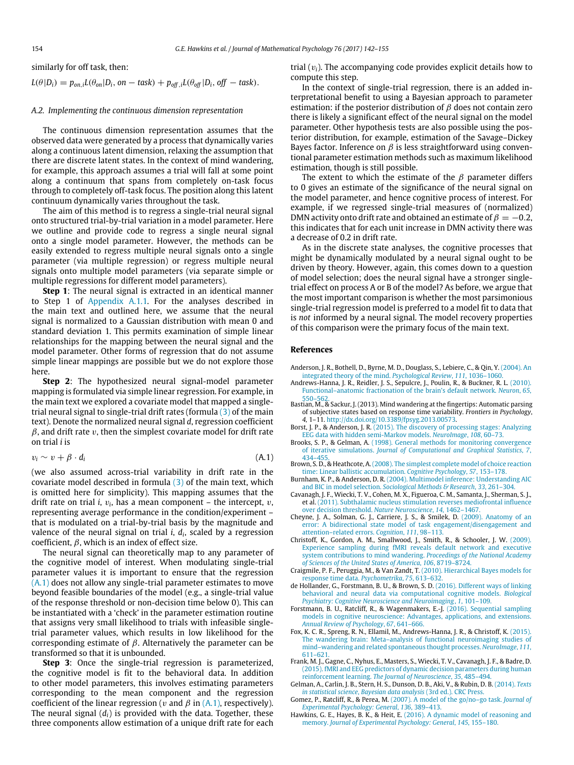similarly for off task, then:

$$L(\theta|D_i) = p_{on,i}L(\theta_{on}|D_i, on-task) + p_{off,i}L(\theta_{off}|D_i, off-task).$$

### A.2. Implementing the continuous dimension representation

The continuous dimension representation assumes that the observed data were generated by a process that dynamically varies along a continuous latent dimension, relaxing the assumption that there are discrete latent states. In the context of mind wandering, for example, this approach assumes a trial will fall at some point along a continuum that spans from completely on-task focus through to completely off-task focus. The position along this latent continuum dynamically varies throughout the task.

The aim of this method is to regress a single-trial neural signal onto structured trial-by-trial variation in a model parameter. Here we outline and provide code to regress a single neural signal onto a single model parameter. However, the methods can be easily extended to regress multiple neural signals onto a single parameter (via multiple regression) or regress multiple neural signals onto multiple model parameters (via separate simple or multiple regressions for different model parameters).

**Step 1**: The neural signal is extracted in an identical manner to Step 1 of Appendix A.1.1. For the analyses described in the main text and outlined here, we assume that the neural signal is normalized to a Gaussian distribution with mean 0 and standard deviation 1. This permits examination of simple linear relationships for the mapping between the neural signal and the model parameter. Other forms of regression that do not assume simple linear mappings are possible but we do not explore those here.

**Step 2**: The hypothesized neural signal-model parameter mapping is formulated via simple linear regression. For example, in the main text we explored a covariate model that mapped a single-trial neural signal to single-trial drift rates (formula (3) of the main text). Denote the normalized neural signal $d$, regression coefficient $\beta$, and drift rate $v$, then the simplest covariate model for drift rate on trial $i$ is

$$v_i \sim v + \beta \cdot d_i \tag{A.1}$$

(we also assumed across-trial variability in drift rate in the covariate model described in formula (3) of the main text, which is omitted here for simplicity). This mapping assumes that the drift rate on trial $i$, $v_i$, has a mean component – the intercept, $v$, representing average performance in the condition/experiment – that is modulated on a trial-by-trial basis by the magnitude and valence of the neural signal on trial $i$, $d_i$, scaled by a regression coefficient, $\beta$, which is an index of effect size.

The neural signal can theoretically map to any parameter of the cognitive model of interest. When modulating single-trial parameter values it is important to ensure that the regression (A.1) does not allow any single-trial parameter estimates to move beyond feasible boundaries of the model (e.g., a single-trial value of the response threshold or non-decision time below 0). This can be instantiated with a 'check' in the parameter estimation routine that assigns very small likelihood to trials with infeasible single-trial parameter values, which results in low likelihood for the corresponding estimate of $\beta$. Alternatively the parameter can be transformed so that it is unbounded.

**Step 3**: Once the single-trial regression is parameterized, the cognitive model is fit to the behavioral data. In addition to other model parameters, this involves estimating parameters corresponding to the mean component and the regression coefficient of the linear regression ($v$ and $\beta$ in (A.1), respectively). The neural signal ($d_i$) is provided with the data. Together, these three components allow estimation of a unique drift rate for each trial ($v_i$). The accompanying code provides explicit details how to compute this step.

In the context of single-trial regression, there is an added interpretational benefit to using a Bayesian approach to parameter estimation: if the posterior distribution of $\beta$ does not contain zero there is likely a significant effect of the neural signal on the model parameter. Other hypothesis tests are also possible using the posterior distribution, for example, estimation of the Savage–Dickey Bayes factor. Inference on $\beta$ is less straightforward using conventional parameter estimation methods such as maximum likelihood estimation, though is still possible.

The extent to which the estimate of the $\beta$ parameter differs to 0 gives an estimate of the significance of the neural signal on the model parameter, and hence cognitive process of interest. For example, if we regressed single-trial measures of (normalized) DMN activity onto drift rate and obtained an estimate of $\beta = -0.2$, this indicates that for each unit increase in DMN activity there was a decrease of 0.2 in drift rate.

As in the discrete state analyses, the cognitive processes that might be dynamically modulated by a neural signal ought to be driven by theory. However, again, this comes down to a question of model selection; does the neural signal have a stronger single-trial effect on process A or B of the model? As before, we argue that the most important comparison is whether the most parsimonious single-trial regression model is preferred to a model fit to data that is *not* informed by a neural signal. The model recovery properties of this comparison were the primary focus of the main text.

## References

Anderson, J. R., Bothell, D., Byrne, M. D., Douglass, S., Lebiere, C., & Qin, Y. (2004). An integrated theory of the mind. *Psychological Review*, *111*, 1036–1060.

Andrews-Hanna, J. R., Reidler, J. S., Sepulcre, J., Poulin, R., & Buckner, R. L. (2010). Functional–anatomic fractionation of the brain's default network. *Neuron*, *65*, 550–562.

Bastian, M., & Sackur, J. (2013). Mind wandering at the fingertips: Automatic parsing of subjective states based on response time variability. *Frontiers in Psychology*, *4*, 1–11. http://dx.doi.org/10.3389/fpsyg.2013.00573.

Borst, J. P., & Anderson, J. R. (2015). The discovery of processing stages: Analyzing EEG data with hidden semi-Markov models. *NeuroImage*, *108*, 60–73.

Brooks, S. P., & Gelman, A. (1998). General methods for monitoring convergence of iterative simulations. *Journal of Computational and Graphical Statistics*, *7*, 434–455.

Brown, S. D., & Heathcote, A. (2008). The simplest complete model of choice reaction time: Linear ballistic accumulation. *Cognitive Psychology*, *57*, 153–178.

Burnham, K. P., & Anderson, D. R. (2004). Multimodel inference: Understanding AIC and BIC in model selection. *Sociological Methods & Research*, *33*, 261–304.

Cavanagh, J. F., Wiecki, T. V., Cohen, M. X., Figueroa, C. M., Samanta, J., Sherman, S. J., et al. (2011). Subthalamic nucleus stimulation reverses mediofrontal influence over decision threshold. *Nature Neuroscience*, *14*, 1462–1467.

Cheyne, J. A., Solman, G. J., Carriere, J. S., & Smilek, D. (2009). Anatomy of an error: A bidirectional state model of task engagement/disengagement and attention-related errors. *Cognition*, *111*, 98–113.

Christoff, K., Gordon, A. M., Smallwood, J., Smith, R., & Schooler, J. W. (2009). Experience sampling during fMRI reveals default network and executive system contributions to mind wandering. *Proceedings of the National Academy of Sciences of the United States of America*, *106*, 8719–8724.

Craigmile, P. F., Peruggia, M., & Van Zandt, T. (2010). Hierarchical Bayes models for response time data. *Psychometrika*, *75*, 613–632.

de Hollander, G., Forstmann, B. U., & Brown, S. D. (2016). Different ways of linking behavioral and neural data via computational cognitive models. *Biological Psychiatry: Cognitive Neuroscience and Neuroimaging*, *1*, 101–109.

Forstmann, B. U., Ratcliff, R., & Wagenmakers, E.-J. (2016). Sequential sampling models in cognitive neuroscience: Advantages, applications, and extensions. *Annual Review of Psychology*, *67*, 641–666.

Fox, K. C. R., Spreng, R. N., Ellamil, M., Andrews-Hanna, J. R., & Christoff, K. (2015). The wandering brain: Meta-analysis of functional neuroimaging studies of mind-wandering and related spontaneous thought processes. *NeuroImage*, *111*, 611–621.

Frank, M. J., Gagne, C., Nyhus, E., Masters, S., Wiecki, T. V., Cavanagh, J. F., & Badre, D. (2015). fMRI and EEG predictors of dynamic decision parameters during human reinforcement learning. *The Journal of Neuroscience*, *35*, 485–494.

Gelman, A., Carlin, J. B., Stern, H. S., Dunson, D. B., Aki, V., & Rubin, D. B. (2014). *Texts in statistical science, Bayesian data analysis* (3rd ed.). CRC Press.

Gomez, P., Ratcliff, R., & Perea, M. (2007). A model of the go/no-go task. *Journal of Experimental Psychology: General*, *136*, 389–413.

Hawkins, G. E., Hayes, B. K., & Heit, E. (2016). A dynamic model of reasoning and memory. *Journal of Experimental Psychology: General*, *145*, 155–180.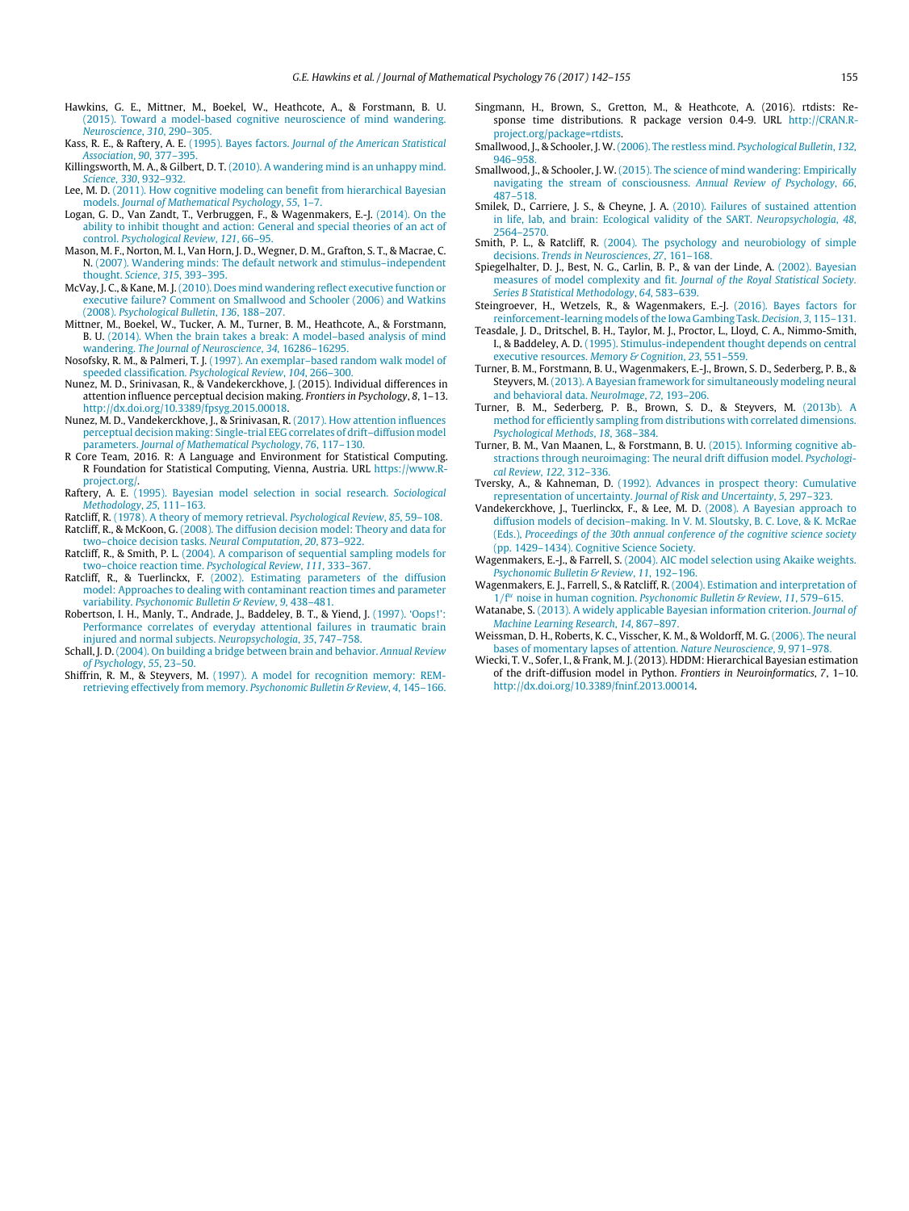Hawkins, G. E., Mittner, M., Boekel, W., Heathcote, A., & Forstmann, B. U. (2015). Toward a model-based cognitive neuroscience of mind wandering. *Neuroscience*, *310*, 290–305.

Kass, R. E., & Raftery, A. E. (1995). Bayes factors. *Journal of the American Statistical Association*, *90*, 377–395.

Killingsworth, M. A., & Gilbert, D. T. (2010). A wandering mind is an unhappy mind. *Science*, *330*, 932–932.

Lee, M. D. (2011). How cognitive modeling can benefit from hierarchical Bayesian models. *Journal of Mathematical Psychology*, *55*, 1–7.

Logan, G. D., Van Zandt, T., Verbruggen, F., & Wagenmakers, E.-J. (2014). On the ability to inhibit thought and action: General and special theories of an act of control. *Psychological Review*, *121*, 66–95.

Mason, M. F., Norton, M. I., Van Horn, J. D., Wegner, D. M., Grafton, S. T., & Macrae, C. N. (2007). Wandering minds: The default network and stimulus–independent thought. *Science*, *315*, 393–395.

McVay, J. C., & Kane, M. J. (2010). Does mind wandering reflect executive function or executive failure? Comment on Smallwood and Schooler (2006) and Watkins (2008). *Psychological Bulletin*, *136*, 188–207.

Mittner, M., Boekel, W., Tucker, A. M., Turner, B. M., Heathcote, A., & Forstmann, B. U. (2014). When the brain takes a break: A model–based analysis of mind wandering. *The Journal of Neuroscience*, *34*, 16286–16295.

Nosofsky, R. M., & Palmeri, T. J. (1997). An exemplar–based random walk model of speeded classification. *Psychological Review*, *104*, 266–300.

Nunez, M. D., Srinivasan, R., & Vandekerckhove, J. (2015). Individual differences in attention influence perceptual decision making. *Frontiers in Psychology*, *8*, 1–13. http://dx.doi.org/10.3389/fpsyg.2015.00018.

Nunez, M. D., Vandekerckhove, J., & Srinivasan, R. (2017). How attention influences perceptual decision making: Single-trial EEG correlates of drift–diffusion model parameters. *Journal of Mathematical Psychology*, *76*, 117–130.

R Core Team, 2016. R: A Language and Environment for Statistical Computing. R Foundation for Statistical Computing, Vienna, Austria. URL https://www.R-project.org/.

Raftery, A. E. (1995). Bayesian model selection in social research. *Sociological Methodology*, *25*, 111–163.

Ratcliff, R. (1978). A theory of memory retrieval. *Psychological Review*, *85*, 59–108.

Ratcliff, R., & McKoon, G. (2008). The diffusion decision model: Theory and data for two–choice decision tasks. *Neural Computation*, *20*, 873–922.

Ratcliff, R., & Smith, P. L. (2004). A comparison of sequential sampling models for two–choice reaction time. *Psychological Review*, *111*, 333–367.

Ratcliff, R., & Tuerlinckx, F. (2002). Estimating parameters of the diffusion model: Approaches to dealing with contaminant reaction times and parameter variability. *Psychonomic Bulletin & Review*, *9*, 438–481.

Robertson, I. H., Manly, T., Andrade, J., Baddeley, B. T., & Yiend, J. (1997). 'Oops!': Performance correlates of everyday attentional failures in traumatic brain injured and normal subjects. *Neuropsychologia*, *35*, 747–758.

Schall, J. D. (2004). On building a bridge between brain and behavior. *Annual Review of Psychology*, *55*, 23–50.

Shiffrin, R. M., & Steyvers, M. (1997). A model for recognition memory: REM-retrieving effectively from memory. *Psychonomic Bulletin & Review*, *4*, 145–166.

Singmann, H., Brown, S., Gretton, M., & Heathcote, A. (2016). rtdists: Response time distributions. R package version 0.4-9. URL http://CRAN.R-project.org/package=rtdists.

Smallwood, J., & Schooler, J. W. (2006). The restless mind. *Psychological Bulletin*, *132*, 946–958.

Smallwood, J., & Schooler, J. W. (2015). The science of mind wandering: Empirically navigating the stream of consciousness. *Annual Review of Psychology*, *66*, 487–518.

Smilek, D., Carriere, J. S., & Cheyne, J. A. (2010). Failures of sustained attention in life, lab, and brain: Ecological validity of the SART. *Neuropsychologia*, *48*, 2564–2570.

Smith, P. L., & Ratcliff, R. (2004). The psychology and neurobiology of simple decisions. *Trends in Neurosciences*, *27*, 161–168.

Spiegelhalter, D. J., Best, N. G., Carlin, B. P., & van der Linde, A. (2002). Bayesian measures of model complexity and fit. *Journal of the Royal Statistical Society. Series B Statistical Methodology*, *64*, 583–639.

Steingroever, H., Wetzels, R., & Wagenmakers, E.-J. (2016). Bayes factors for reinforcement-learning models of the Iowa Gambling Task. *Decision*, *3*, 115–131.

Teasdale, J. D., Dritschel, B. H., Taylor, M. J., Proctor, L., Lloyd, C. A., Nimmo-Smith, I., & Baddeley, A. D. (1995). Stimulus-independent thought depends on central executive resources. *Memory & Cognition*, *23*, 551–559.

Turner, B. M., Forstmann, B. U., Wagenmakers, E.-J., Brown, S. D., Sederberg, P. B., & Steyvers, M. (2013). A Bayesian framework for simultaneously modeling neural and behavioral data. *NeuroImage*, *72*, 193–206.

Turner, B. M., Sederberg, P. B., Brown, S. D., & Steyvers, M. (2013b). A method for efficiently sampling from distributions with correlated dimensions. *Psychological Methods*, *18*, 368–384.

Turner, B. M., Van Maanen, L., & Forstmann, B. U. (2015). Informing cognitive abstractions through neuroimaging: The neural drift diffusion model. *Psychological Review*, *122*, 312–336.

Tversky, A., & Kahneman, D. (1992). Advances in prospect theory: Cumulative representation of uncertainty. *Journal of Risk and Uncertainty*, *5*, 297–323.

Vandekerckhove, J., Tuerlinckx, F., & Lee, M. D. (2008). A Bayesian approach to diffusion models of decision–making. In V. M. Sloutsky, B. C. Love, & K. McRae (Eds.), *Proceedings of the 30th annual conference of the cognitive science society* (pp. 1429–1434). Cognitive Science Society.

Wagenmakers, E.-J., & Farrell, S. (2004). AIC model selection using Akaike weights. *Psychonomic Bulletin & Review*, *11*, 192–196.

Wagenmakers, E. J., Farrell, S., & Ratcliff, R. (2004). Estimation and interpretation of $1/f^{\alpha}$ noise in human cognition. *Psychonomic Bulletin & Review*, *11*, 579–615.

Watanabe, S. (2013). A widely applicable Bayesian information criterion. *Journal of Machine Learning Research*, *14*, 867–897.

Weissman, D. H., Roberts, K. C., Visscher, K. M., & Woldorff, M. G. (2006). The neural bases of momentary lapses of attention. *Nature Neuroscience*, *9*, 971–978.

Wiecki, T. V., Sofer, I., & Frank, M. J. (2013). HDDM: Hierarchical Bayesian estimation of the drift-diffusion model in Python. *Frontiers in Neuroinformatics*, *7*, 1–10. http://dx.doi.org/10.3389/fninf.2013.00014.